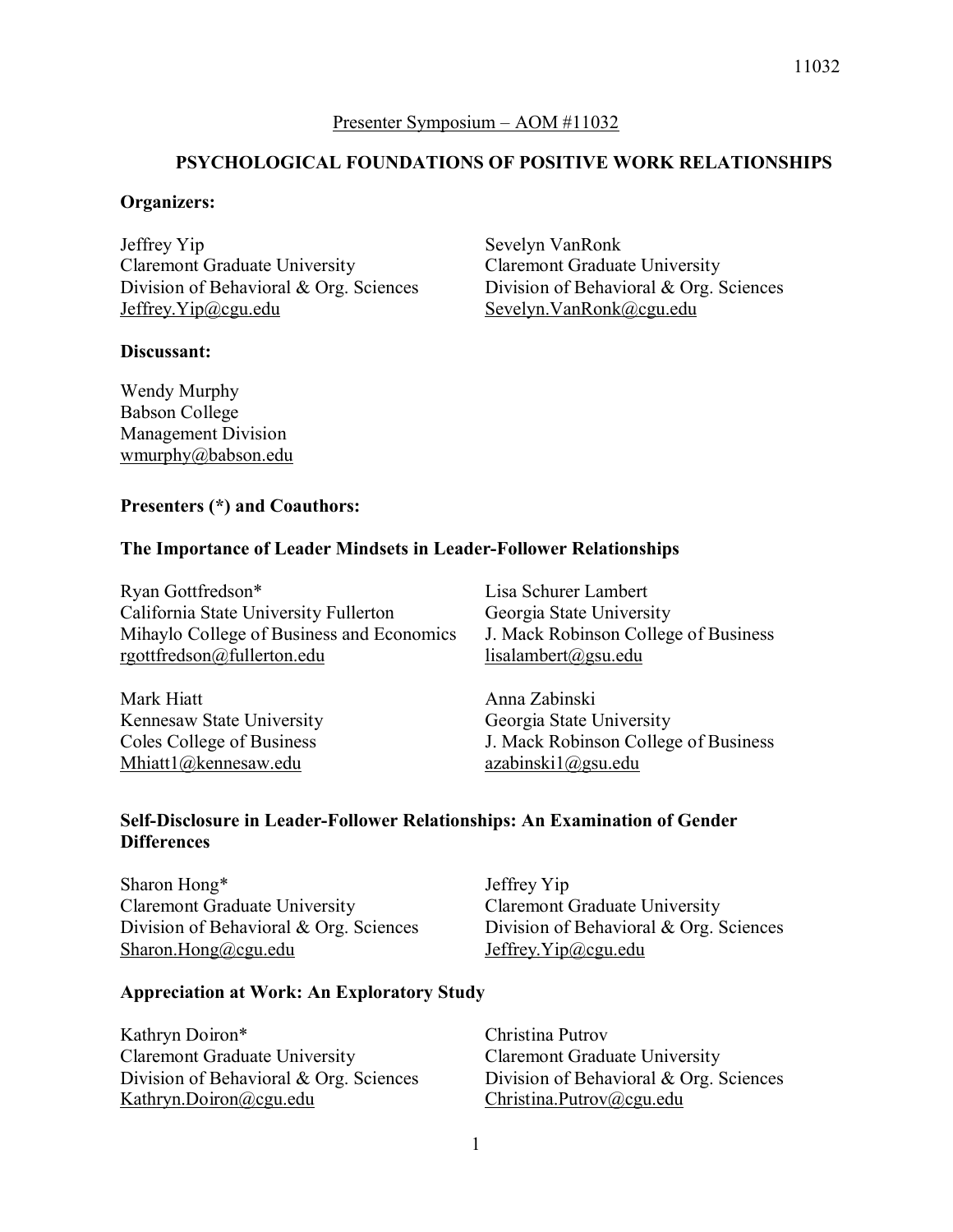Presenter Symposium – AOM #11032

# PSYCHOLOGICAL FOUNDATIONS OF POSITIVE WORK RELATIONSHIPS

**Organizers:**

Jeffrey Yip
Claremont Graduate University
Division of Behavioral & Org. Sciences
Jeffrey.Yip@cgu.edu

Sevelyn VanRonk
Claremont Graduate University
Division of Behavioral & Org. Sciences
Sevelyn.VanRonk@cgu.edu

**Discussant:**

Wendy Murphy
Babson College
Management Division
wmurphy@babson.edu

**Presenters (*) and Coauthors:**

**The Importance of Leader Mindsets in Leader-Follower Relationships**

Ryan Gottfredson*
California State University Fullerton
Mihaylo College of Business and Economics
rgottfredson@fullerton.edu

Lisa Schurer Lambert
Georgia State University
J. Mack Robinson College of Business
lisalambert@gsu.edu

Mark Hiatt
Kennesaw State University
Coles College of Business
Mhiatt1@kennesaw.edu

Anna Zabinski
Georgia State University
J. Mack Robinson College of Business
azabinski1@gsu.edu

**Self-Disclosure in Leader-Follower Relationships: An Examination of Gender Differences**

Sharon Hong*
Claremont Graduate University
Division of Behavioral & Org. Sciences
Sharon.Hong@cgu.edu

Jeffrey Yip
Claremont Graduate University
Division of Behavioral & Org. Sciences
Jeffrey.Yip@cgu.edu

**Appreciation at Work: An Exploratory Study**

Kathryn Doiron*
Claremont Graduate University
Division of Behavioral & Org. Sciences
Kathryn.Doiron@cgu.edu

Christina Putrov
Claremont Graduate University
Division of Behavioral & Org. Sciences
Christina.Putrov@cgu.edu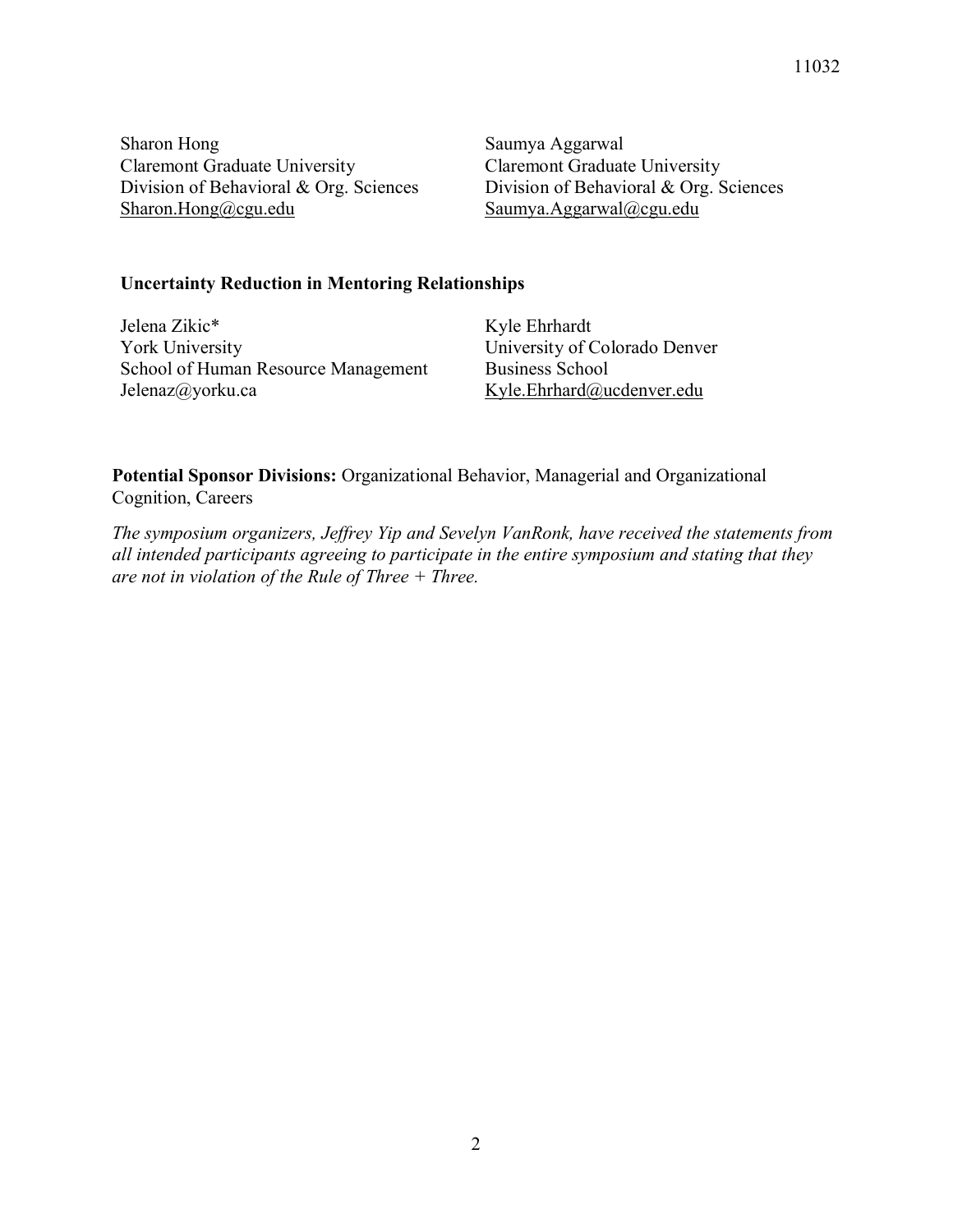Sharon Hong
Claremont Graduate University
Division of Behavioral & Org. Sciences
Sharon.Hong@cgu.edu

Saumya Aggarwal
Claremont Graduate University
Division of Behavioral & Org. Sciences
Saumya.Aggarwal@cgu.edu

**Uncertainty Reduction in Mentoring Relationships**

Jelena Zikic*
York University
School of Human Resource Management
Jelenaz@yorku.ca

Kyle Ehrhardt
University of Colorado Denver
Business School
Kyle.Ehrhard@ucdenver.edu

**Potential Sponsor Divisions:** Organizational Behavior, Managerial and Organizational Cognition, Careers

*The symposium organizers, Jeffrey Yip and Sevelyn VanRonk, have received the statements from all intended participants agreeing to participate in the entire symposium and stating that they are not in violation of the Rule of Three + Three.*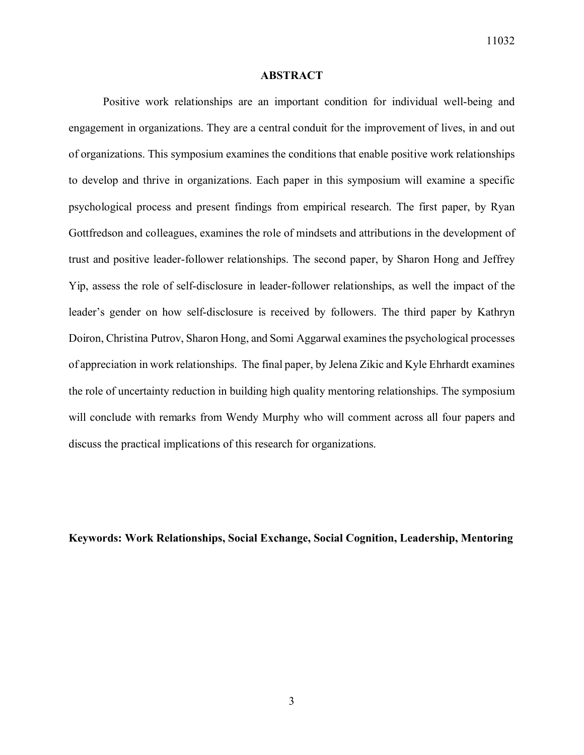## ABSTRACT

Positive work relationships are an important condition for individual well-being and engagement in organizations. They are a central conduit for the improvement of lives, in and out of organizations. This symposium examines the conditions that enable positive work relationships to develop and thrive in organizations. Each paper in this symposium will examine a specific psychological process and present findings from empirical research. The first paper, by Ryan Gottfredson and colleagues, examines the role of mindsets and attributions in the development of trust and positive leader-follower relationships. The second paper, by Sharon Hong and Jeffrey Yip, assess the role of self-disclosure in leader-follower relationships, as well the impact of the leader's gender on how self-disclosure is received by followers. The third paper by Kathryn Doiron, Christina Putrov, Sharon Hong, and Somi Aggarwal examines the psychological processes of appreciation in work relationships. The final paper, by Jelena Zikic and Kyle Ehrhardt examines the role of uncertainty reduction in building high quality mentoring relationships. The symposium will conclude with remarks from Wendy Murphy who will comment across all four papers and discuss the practical implications of this research for organizations.

**Keywords: Work Relationships, Social Exchange, Social Cognition, Leadership, Mentoring**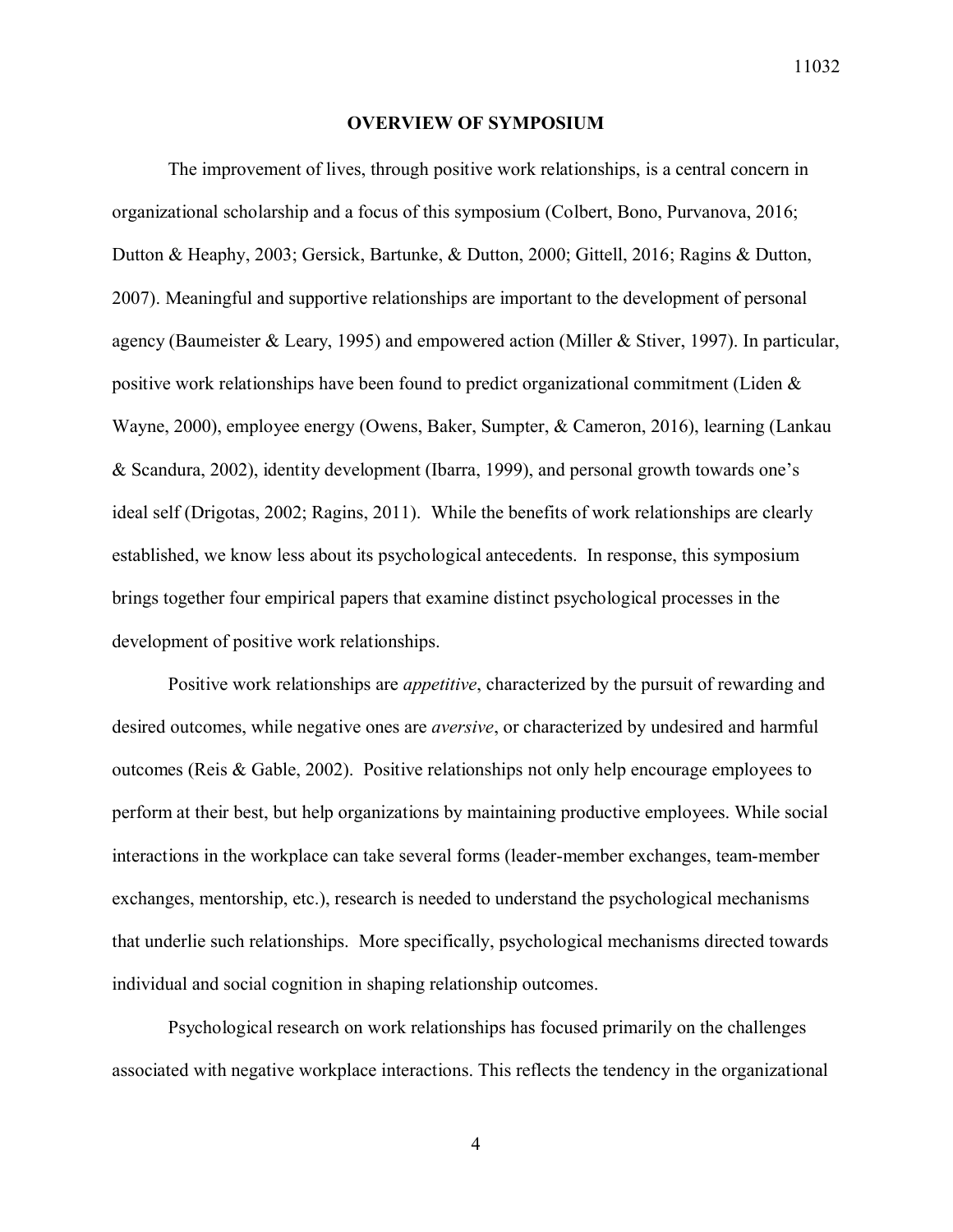## OVERVIEW OF SYMPOSIUM

The improvement of lives, through positive work relationships, is a central concern in organizational scholarship and a focus of this symposium (Colbert, Bono, Purvanova, 2016; Dutton & Heaphy, 2003; Gersick, Bartunke, & Dutton, 2000; Gittell, 2016; Ragins & Dutton, 2007). Meaningful and supportive relationships are important to the development of personal agency (Baumeister & Leary, 1995) and empowered action (Miller & Stiver, 1997). In particular, positive work relationships have been found to predict organizational commitment (Liden & Wayne, 2000), employee energy (Owens, Baker, Sumpter, & Cameron, 2016), learning (Lankau & Scandura, 2002), identity development (Ibarra, 1999), and personal growth towards one's ideal self (Drigotas, 2002; Ragins, 2011). While the benefits of work relationships are clearly established, we know less about its psychological antecedents. In response, this symposium brings together four empirical papers that examine distinct psychological processes in the development of positive work relationships.

Positive work relationships are *appetitive*, characterized by the pursuit of rewarding and desired outcomes, while negative ones are *aversive*, or characterized by undesired and harmful outcomes (Reis & Gable, 2002). Positive relationships not only help encourage employees to perform at their best, but help organizations by maintaining productive employees. While social interactions in the workplace can take several forms (leader-member exchanges, team-member exchanges, mentorship, etc.), research is needed to understand the psychological mechanisms that underlie such relationships. More specifically, psychological mechanisms directed towards individual and social cognition in shaping relationship outcomes.

Psychological research on work relationships has focused primarily on the challenges associated with negative workplace interactions. This reflects the tendency in the organizational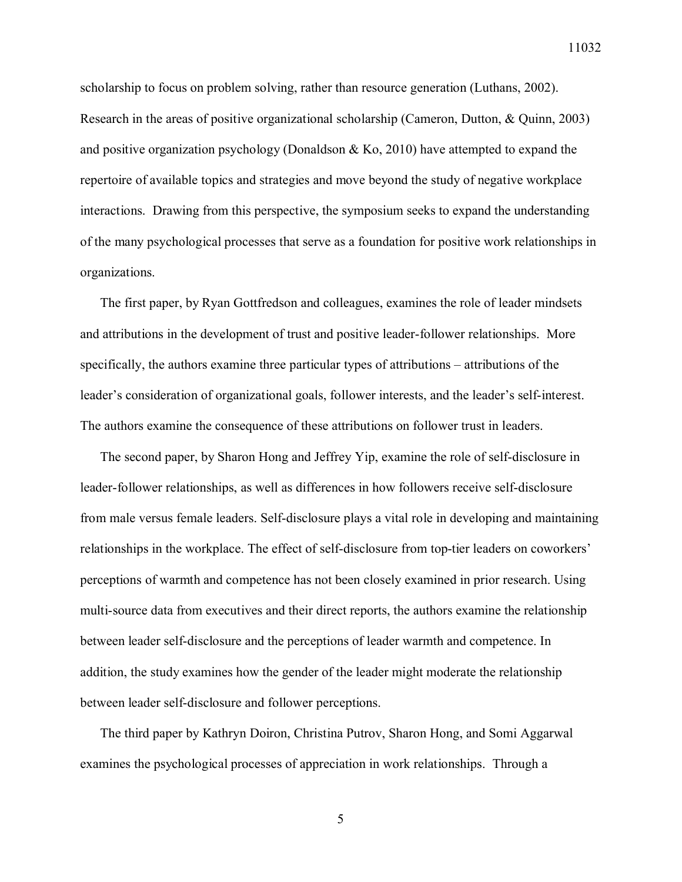scholarship to focus on problem solving, rather than resource generation (Luthans, 2002). Research in the areas of positive organizational scholarship (Cameron, Dutton, & Quinn, 2003) and positive organization psychology (Donaldson & Ko, 2010) have attempted to expand the repertoire of available topics and strategies and move beyond the study of negative workplace interactions. Drawing from this perspective, the symposium seeks to expand the understanding of the many psychological processes that serve as a foundation for positive work relationships in organizations.

The first paper, by Ryan Gottfredson and colleagues, examines the role of leader mindsets and attributions in the development of trust and positive leader-follower relationships. More specifically, the authors examine three particular types of attributions – attributions of the leader's consideration of organizational goals, follower interests, and the leader's self-interest. The authors examine the consequence of these attributions on follower trust in leaders.

The second paper, by Sharon Hong and Jeffrey Yip, examine the role of self-disclosure in leader-follower relationships, as well as differences in how followers receive self-disclosure from male versus female leaders. Self-disclosure plays a vital role in developing and maintaining relationships in the workplace. The effect of self-disclosure from top-tier leaders on coworkers' perceptions of warmth and competence has not been closely examined in prior research. Using multi-source data from executives and their direct reports, the authors examine the relationship between leader self-disclosure and the perceptions of leader warmth and competence. In addition, the study examines how the gender of the leader might moderate the relationship between leader self-disclosure and follower perceptions.

The third paper by Kathryn Doiron, Christina Putrov, Sharon Hong, and Somi Aggarwal examines the psychological processes of appreciation in work relationships. Through a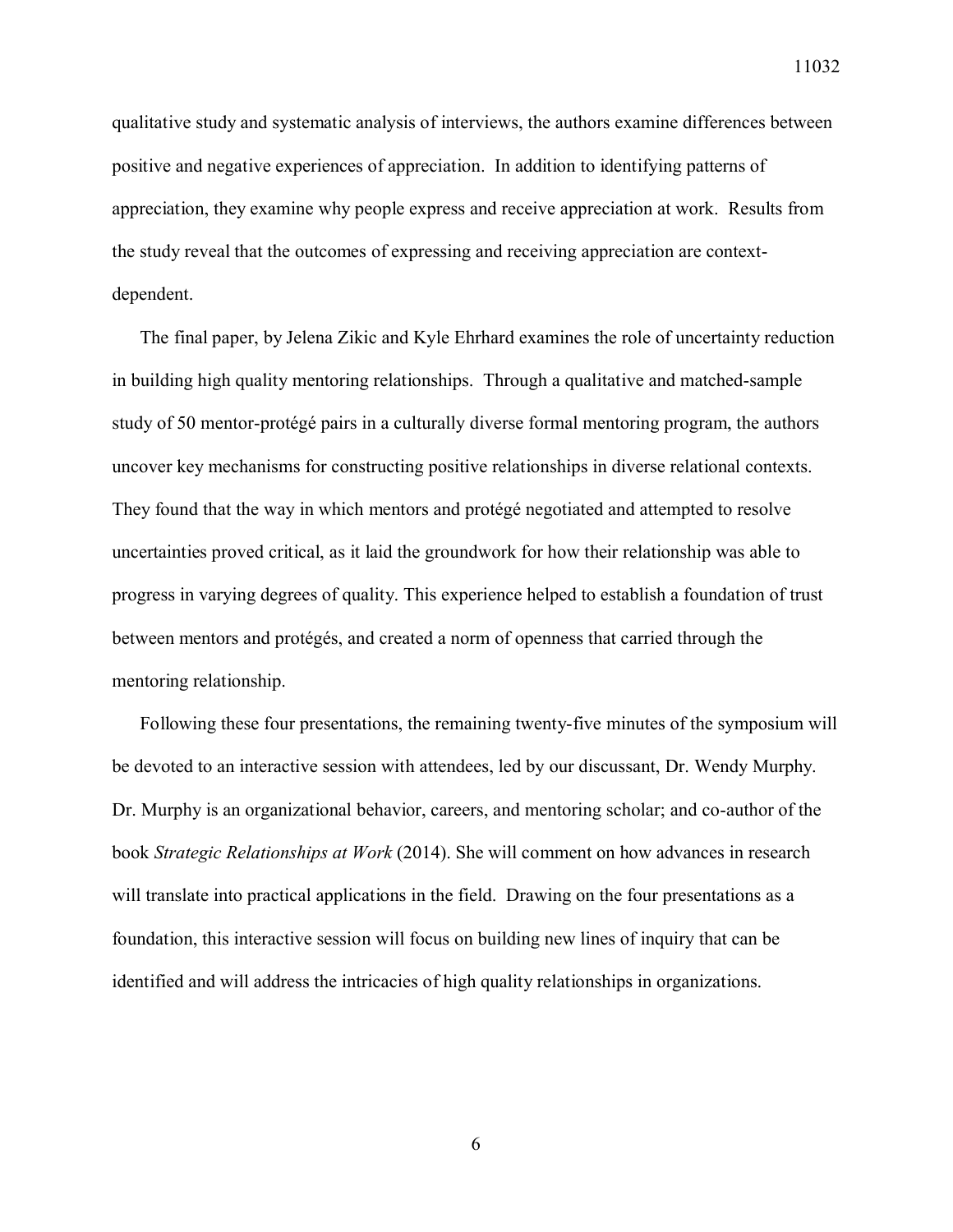qualitative study and systematic analysis of interviews, the authors examine differences between positive and negative experiences of appreciation. In addition to identifying patterns of appreciation, they examine why people express and receive appreciation at work. Results from the study reveal that the outcomes of expressing and receiving appreciation are context-dependent.

The final paper, by Jelena Zikic and Kyle Ehrhard examines the role of uncertainty reduction in building high quality mentoring relationships. Through a qualitative and matched-sample study of 50 mentor-protégé pairs in a culturally diverse formal mentoring program, the authors uncover key mechanisms for constructing positive relationships in diverse relational contexts. They found that the way in which mentors and protégé negotiated and attempted to resolve uncertainties proved critical, as it laid the groundwork for how their relationship was able to progress in varying degrees of quality. This experience helped to establish a foundation of trust between mentors and protégés, and created a norm of openness that carried through the mentoring relationship.

Following these four presentations, the remaining twenty-five minutes of the symposium will be devoted to an interactive session with attendees, led by our discussant, Dr. Wendy Murphy. Dr. Murphy is an organizational behavior, careers, and mentoring scholar; and co-author of the book *Strategic Relationships at Work* (2014). She will comment on how advances in research will translate into practical applications in the field. Drawing on the four presentations as a foundation, this interactive session will focus on building new lines of inquiry that can be identified and will address the intricacies of high quality relationships in organizations.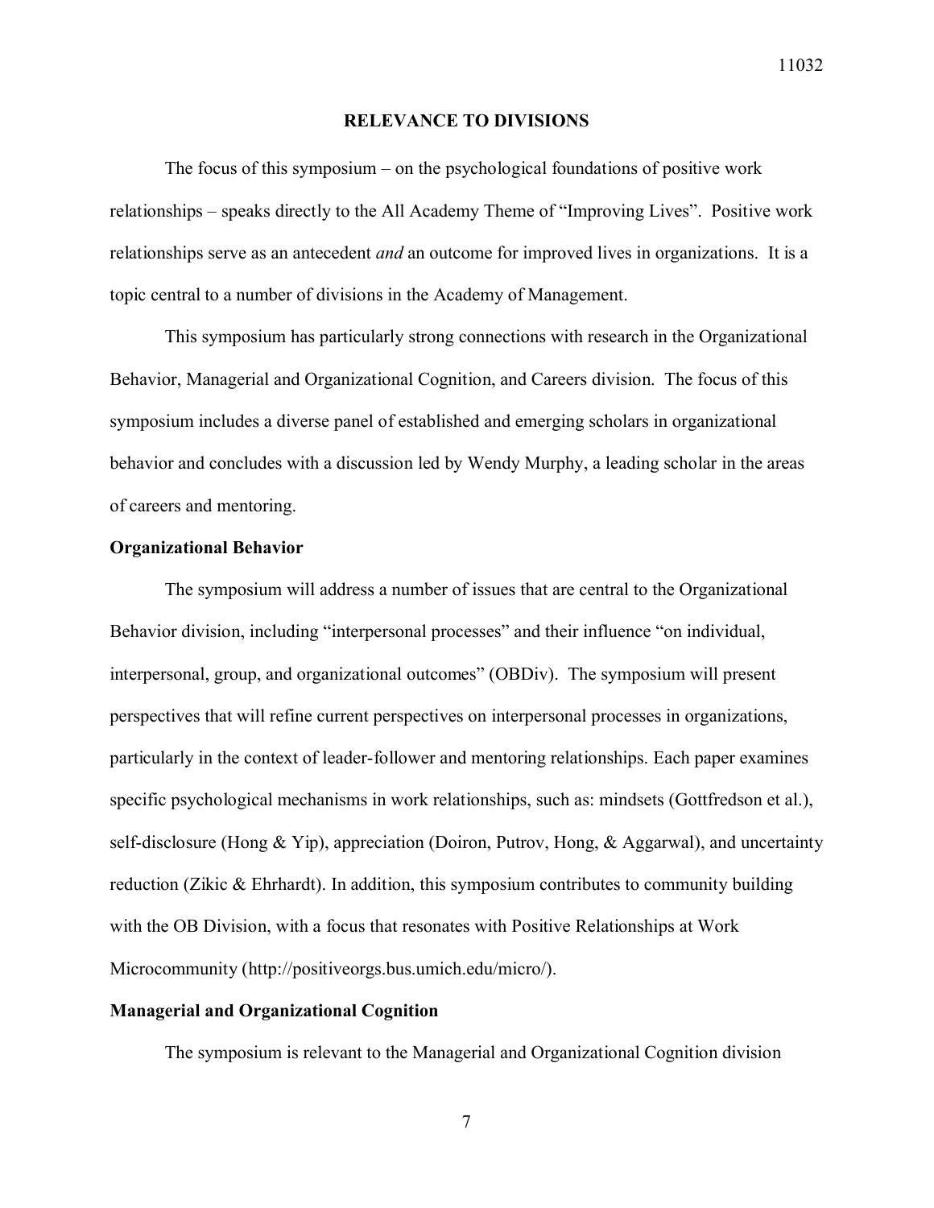## RELEVANCE TO DIVISIONS

The focus of this symposium – on the psychological foundations of positive work relationships – speaks directly to the All Academy Theme of "Improving Lives". Positive work relationships serve as an antecedent *and* an outcome for improved lives in organizations. It is a topic central to a number of divisions in the Academy of Management.

This symposium has particularly strong connections with research in the Organizational Behavior, Managerial and Organizational Cognition, and Careers division. The focus of this symposium includes a diverse panel of established and emerging scholars in organizational behavior and concludes with a discussion led by Wendy Murphy, a leading scholar in the areas of careers and mentoring.

### Organizational Behavior

The symposium will address a number of issues that are central to the Organizational Behavior division, including "interpersonal processes" and their influence "on individual, interpersonal, group, and organizational outcomes" (OBDiv). The symposium will present perspectives that will refine current perspectives on interpersonal processes in organizations, particularly in the context of leader-follower and mentoring relationships. Each paper examines specific psychological mechanisms in work relationships, such as: mindsets (Gottfredson et al.), self-disclosure (Hong & Yip), appreciation (Doiron, Putrov, Hong, & Aggarwal), and uncertainty reduction (Zikic & Ehrhardt). In addition, this symposium contributes to community building with the OB Division, with a focus that resonates with Positive Relationships at Work Microcommunity (http://positiveorgs.bus.umich.edu/micro/).

### Managerial and Organizational Cognition

The symposium is relevant to the Managerial and Organizational Cognition division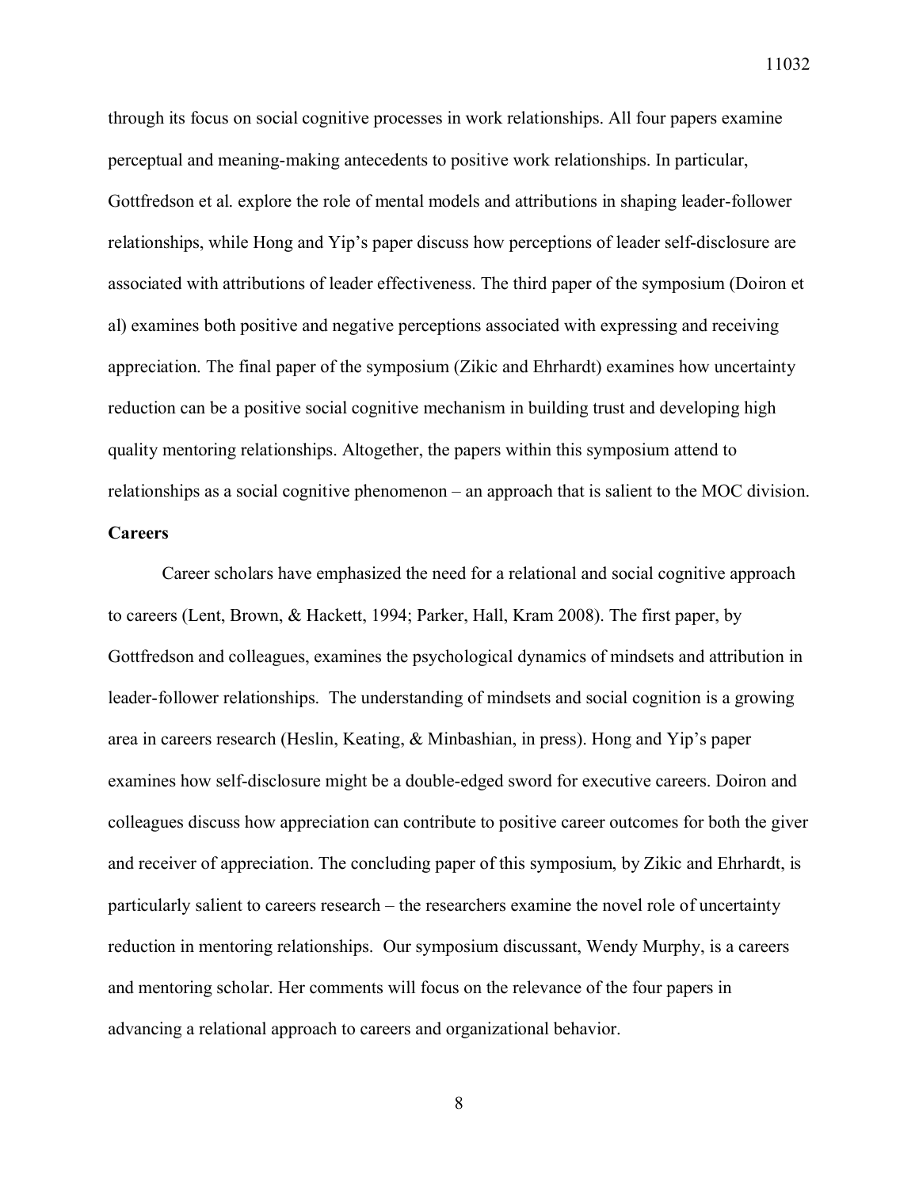through its focus on social cognitive processes in work relationships. All four papers examine perceptual and meaning-making antecedents to positive work relationships. In particular, Gottfredson et al. explore the role of mental models and attributions in shaping leader-follower relationships, while Hong and Yip's paper discuss how perceptions of leader self-disclosure are associated with attributions of leader effectiveness. The third paper of the symposium (Doiron et al) examines both positive and negative perceptions associated with expressing and receiving appreciation. The final paper of the symposium (Zikic and Ehrhardt) examines how uncertainty reduction can be a positive social cognitive mechanism in building trust and developing high quality mentoring relationships. Altogether, the papers within this symposium attend to relationships as a social cognitive phenomenon – an approach that is salient to the MOC division.

**Careers**

Career scholars have emphasized the need for a relational and social cognitive approach to careers (Lent, Brown, & Hackett, 1994; Parker, Hall, Kram 2008). The first paper, by Gottfredson and colleagues, examines the psychological dynamics of mindsets and attribution in leader-follower relationships. The understanding of mindsets and social cognition is a growing area in careers research (Heslin, Keating, & Minbashian, in press). Hong and Yip's paper examines how self-disclosure might be a double-edged sword for executive careers. Doiron and colleagues discuss how appreciation can contribute to positive career outcomes for both the giver and receiver of appreciation. The concluding paper of this symposium, by Zikic and Ehrhardt, is particularly salient to careers research – the researchers examine the novel role of uncertainty reduction in mentoring relationships. Our symposium discussant, Wendy Murphy, is a careers and mentoring scholar. Her comments will focus on the relevance of the four papers in advancing a relational approach to careers and organizational behavior.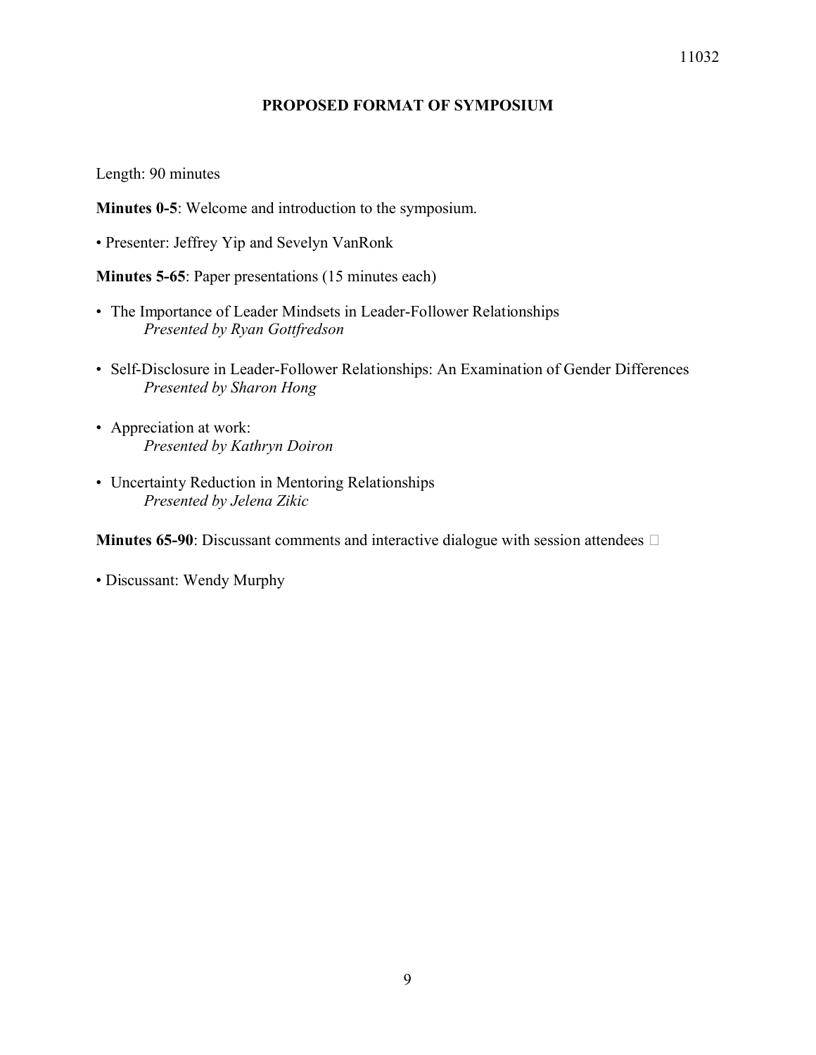## PROPOSED FORMAT OF SYMPOSIUM

Length: 90 minutes

**Minutes 0-5**: Welcome and introduction to the symposium.

• Presenter: Jeffrey Yip and Sevelyn VanRonk

**Minutes 5-65**: Paper presentations (15 minutes each)

- The Importance of Leader Mindsets in Leader-Follower Relationships
  *Presented by Ryan Gottfredson*
- Self-Disclosure in Leader-Follower Relationships: An Examination of Gender Differences
  *Presented by Sharon Hong*
- Appreciation at work:
  *Presented by Kathryn Doiron*
- Uncertainty Reduction in Mentoring Relationships
  *Presented by Jelena Zikic*

**Minutes 65-90**: Discussant comments and interactive dialogue with session attendees

• Discussant: Wendy Murphy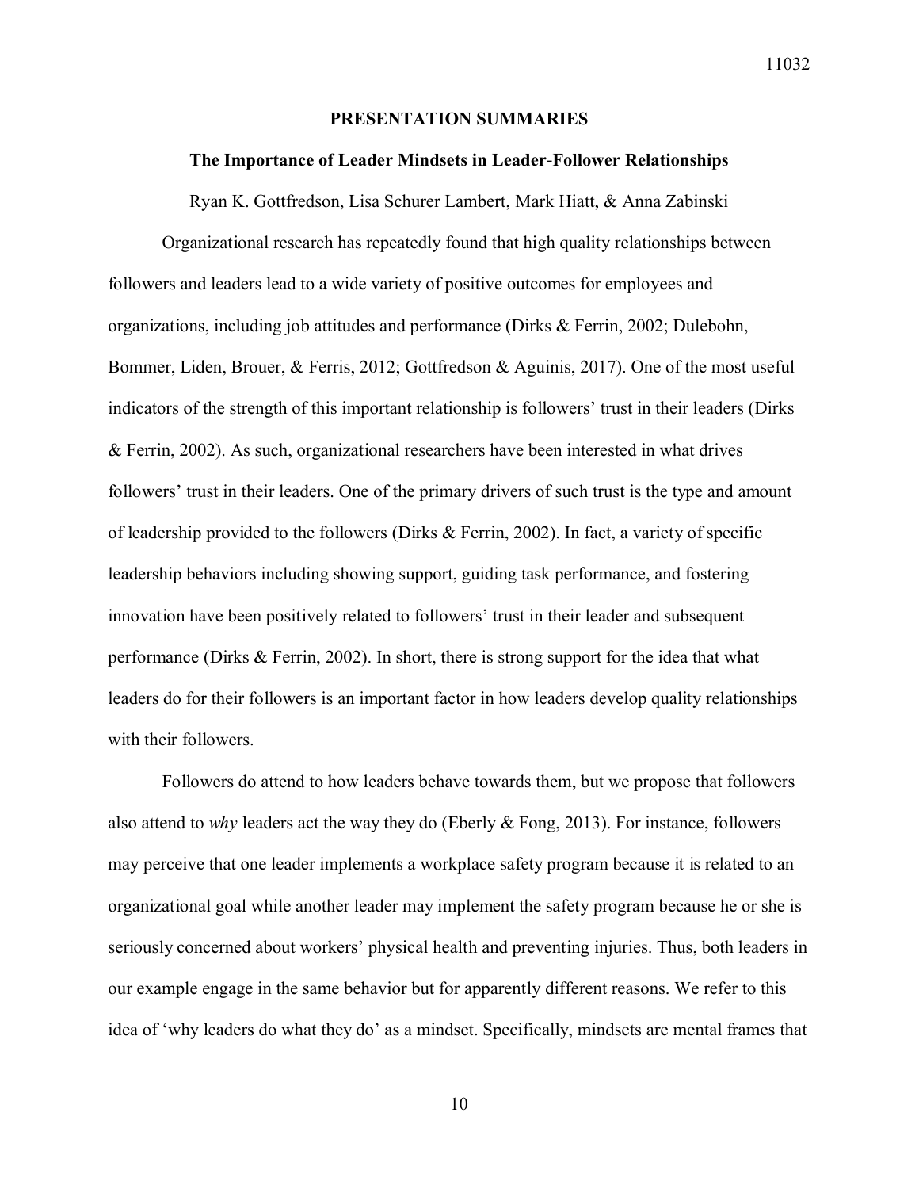## PRESENTATION SUMMARIES

### The Importance of Leader Mindsets in Leader-Follower Relationships

Ryan K. Gottfredson, Lisa Schurer Lambert, Mark Hiatt, & Anna Zabinski

Organizational research has repeatedly found that high quality relationships between followers and leaders lead to a wide variety of positive outcomes for employees and organizations, including job attitudes and performance (Dirks & Ferrin, 2002; Dulebohn, Bommer, Liden, Brouer, & Ferris, 2012; Gottfredson & Aguinis, 2017). One of the most useful indicators of the strength of this important relationship is followers' trust in their leaders (Dirks & Ferrin, 2002). As such, organizational researchers have been interested in what drives followers' trust in their leaders. One of the primary drivers of such trust is the type and amount of leadership provided to the followers (Dirks & Ferrin, 2002). In fact, a variety of specific leadership behaviors including showing support, guiding task performance, and fostering innovation have been positively related to followers' trust in their leader and subsequent performance (Dirks & Ferrin, 2002). In short, there is strong support for the idea that what leaders do for their followers is an important factor in how leaders develop quality relationships with their followers.

Followers do attend to how leaders behave towards them, but we propose that followers also attend to *why* leaders act the way they do (Eberly & Fong, 2013). For instance, followers may perceive that one leader implements a workplace safety program because it is related to an organizational goal while another leader may implement the safety program because he or she is seriously concerned about workers' physical health and preventing injuries. Thus, both leaders in our example engage in the same behavior but for apparently different reasons. We refer to this idea of 'why leaders do what they do' as a mindset. Specifically, mindsets are mental frames that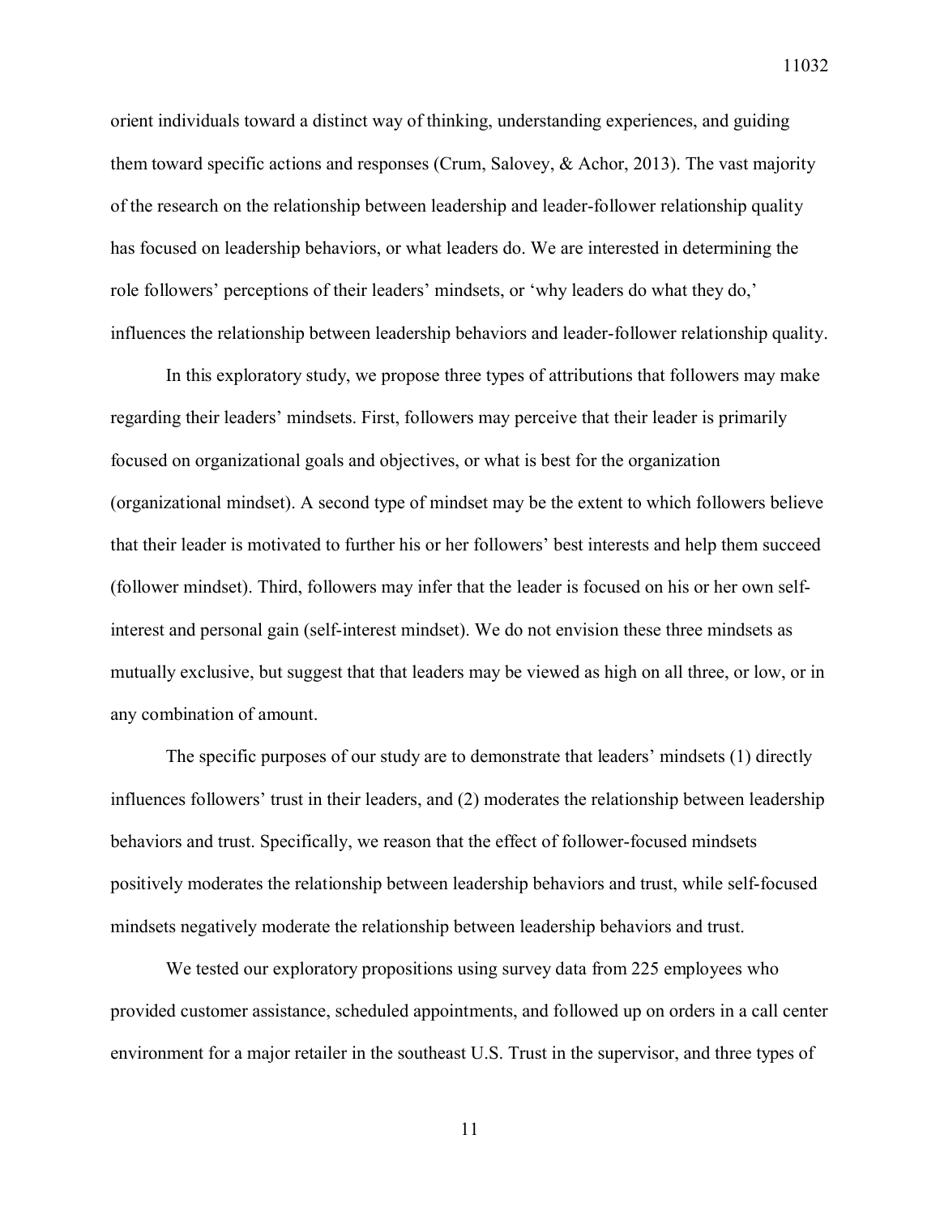orient individuals toward a distinct way of thinking, understanding experiences, and guiding them toward specific actions and responses (Crum, Salovey, & Achor, 2013). The vast majority of the research on the relationship between leadership and leader-follower relationship quality has focused on leadership behaviors, or what leaders do. We are interested in determining the role followers' perceptions of their leaders' mindsets, or 'why leaders do what they do,' influences the relationship between leadership behaviors and leader-follower relationship quality.

In this exploratory study, we propose three types of attributions that followers may make regarding their leaders' mindsets. First, followers may perceive that their leader is primarily focused on organizational goals and objectives, or what is best for the organization (organizational mindset). A second type of mindset may be the extent to which followers believe that their leader is motivated to further his or her followers' best interests and help them succeed (follower mindset). Third, followers may infer that the leader is focused on his or her own self-interest and personal gain (self-interest mindset). We do not envision these three mindsets as mutually exclusive, but suggest that that leaders may be viewed as high on all three, or low, or in any combination of amount.

The specific purposes of our study are to demonstrate that leaders' mindsets (1) directly influences followers' trust in their leaders, and (2) moderates the relationship between leadership behaviors and trust. Specifically, we reason that the effect of follower-focused mindsets positively moderates the relationship between leadership behaviors and trust, while self-focused mindsets negatively moderate the relationship between leadership behaviors and trust.

We tested our exploratory propositions using survey data from 225 employees who provided customer assistance, scheduled appointments, and followed up on orders in a call center environment for a major retailer in the southeast U.S. Trust in the supervisor, and three types of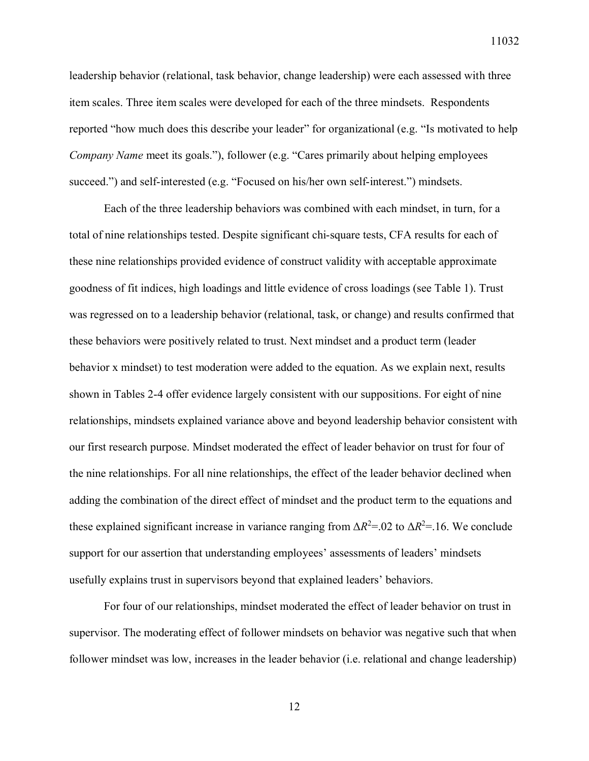leadership behavior (relational, task behavior, change leadership) were each assessed with three item scales. Three item scales were developed for each of the three mindsets. Respondents reported "how much does this describe your leader" for organizational (e.g. "Is motivated to help *Company Name* meet its goals."), follower (e.g. "Cares primarily about helping employees succeed.") and self-interested (e.g. "Focused on his/her own self-interest.") mindsets.

Each of the three leadership behaviors was combined with each mindset, in turn, for a total of nine relationships tested. Despite significant chi-square tests, CFA results for each of these nine relationships provided evidence of construct validity with acceptable approximate goodness of fit indices, high loadings and little evidence of cross loadings (see Table 1). Trust was regressed on to a leadership behavior (relational, task, or change) and results confirmed that these behaviors were positively related to trust. Next mindset and a product term (leader behavior x mindset) to test moderation were added to the equation. As we explain next, results shown in Tables 2-4 offer evidence largely consistent with our suppositions. For eight of nine relationships, mindsets explained variance above and beyond leadership behavior consistent with our first research purpose. Mindset moderated the effect of leader behavior on trust for four of the nine relationships. For all nine relationships, the effect of the leader behavior declined when adding the combination of the direct effect of mindset and the product term to the equations and these explained significant increase in variance ranging from $\Delta R^2$=.02 to $\Delta R^2$=.16. We conclude support for our assertion that understanding employees' assessments of leaders' mindsets usefully explains trust in supervisors beyond that explained leaders' behaviors.

For four of our relationships, mindset moderated the effect of leader behavior on trust in supervisor. The moderating effect of follower mindsets on behavior was negative such that when follower mindset was low, increases in the leader behavior (i.e. relational and change leadership)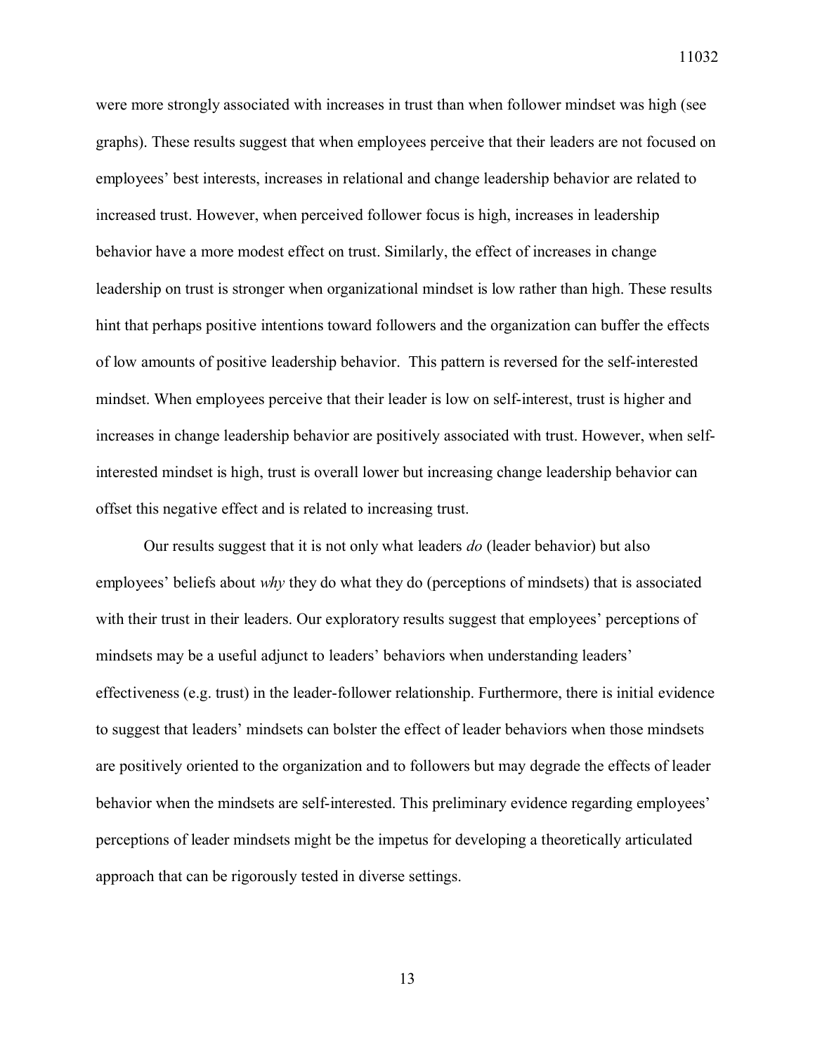were more strongly associated with increases in trust than when follower mindset was high (see graphs). These results suggest that when employees perceive that their leaders are not focused on employees' best interests, increases in relational and change leadership behavior are related to increased trust. However, when perceived follower focus is high, increases in leadership behavior have a more modest effect on trust. Similarly, the effect of increases in change leadership on trust is stronger when organizational mindset is low rather than high. These results hint that perhaps positive intentions toward followers and the organization can buffer the effects of low amounts of positive leadership behavior. This pattern is reversed for the self-interested mindset. When employees perceive that their leader is low on self-interest, trust is higher and increases in change leadership behavior are positively associated with trust. However, when self-interested mindset is high, trust is overall lower but increasing change leadership behavior can offset this negative effect and is related to increasing trust.

Our results suggest that it is not only what leaders *do* (leader behavior) but also employees' beliefs about *why* they do what they do (perceptions of mindsets) that is associated with their trust in their leaders. Our exploratory results suggest that employees' perceptions of mindsets may be a useful adjunct to leaders' behaviors when understanding leaders' effectiveness (e.g. trust) in the leader-follower relationship. Furthermore, there is initial evidence to suggest that leaders' mindsets can bolster the effect of leader behaviors when those mindsets are positively oriented to the organization and to followers but may degrade the effects of leader behavior when the mindsets are self-interested. This preliminary evidence regarding employees' perceptions of leader mindsets might be the impetus for developing a theoretically articulated approach that can be rigorously tested in diverse settings.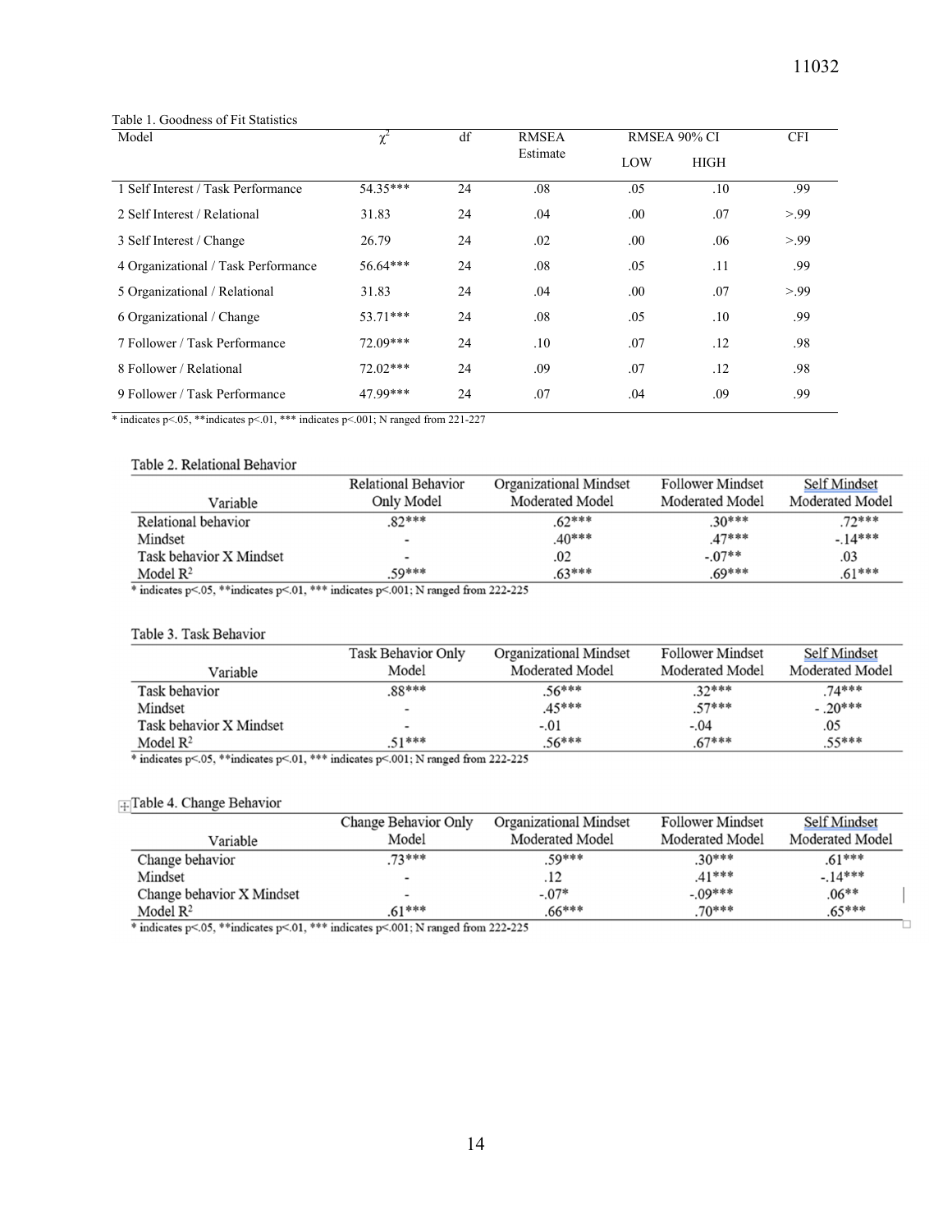Table 1. Goodness of Fit Statistics

| Model | $\chi^2$ | df | RMSEA Estimate | RMSEA 90% CI LOW | RMSEA 90% CI HIGH | CFI |
|---|---|---|---|---|---|---|
| 1 Self Interest / Task Performance | 54.35*** | 24 | .08 | .05 | .10 | .99 |
| 2 Self Interest / Relational | 31.83 | 24 | .04 | .00 | .07 | >.99 |
| 3 Self Interest / Change | 26.79 | 24 | .02 | .00 | .06 | >.99 |
| 4 Organizational / Task Performance | 56.64*** | 24 | .08 | .05 | .11 | .99 |
| 5 Organizational / Relational | 31.83 | 24 | .04 | .00 | .07 | >.99 |
| 6 Organizational / Change | 53.71*** | 24 | .08 | .05 | .10 | .99 |
| 7 Follower / Task Performance | 72.09*** | 24 | .10 | .07 | .12 | .98 |
| 8 Follower / Relational | 72.02*** | 24 | .09 | .07 | .12 | .98 |
| 9 Follower / Task Performance | 47.99*** | 24 | .07 | .04 | .09 | .99 |

\* indicates p<.05, **indicates p<.01, *** indicates p<.001; N ranged from 221-227

Table 2. Relational Behavior

| Variable | Relational Behavior Only Model | Organizational Mindset Moderated Model | Follower Mindset Moderated Model | Self Mindset Moderated Model |
|---|---|---|---|---|
| Relational behavior | .82*** | .62*** | .30*** | .72*** |
| Mindset | - | .40*** | .47*** | -.14*** |
| Task behavior X Mindset | - | .02 | -.07** | .03 |
| Model $R^2$ | .59*** | .63*** | .69*** | .61*** |

\* indicates p<.05, **indicates p<.01, *** indicates p<.001; N ranged from 222-225

Table 3. Task Behavior

| Variable | Task Behavior Only Model | Organizational Mindset Moderated Model | Follower Mindset Moderated Model | Self Mindset Moderated Model |
|---|---|---|---|---|
| Task behavior | .88*** | .56*** | .32*** | .74*** |
| Mindset | - | .45*** | .57*** | - .20*** |
| Task behavior X Mindset | - | -.01 | -.04 | .05 |
| Model $R^2$ | .51*** | .56*** | .67*** | .55*** |

\* indicates p<.05, **indicates p<.01, *** indicates p<.001; N ranged from 222-225

Table 4. Change Behavior

| Variable | Change Behavior Only Model | Organizational Mindset Moderated Model | Follower Mindset Moderated Model | Self Mindset Moderated Model |
|---|---|---|---|---|
| Change behavior | .73*** | .59*** | .30*** | .61*** |
| Mindset | - | .12 | .41*** | -.14*** |
| Change behavior X Mindset | - | -.07* | -.09*** | .06** |
| Model $R^2$ | .61*** | .66*** | .70*** | .65*** |

\* indicates p<.05, **indicates p<.01, *** indicates p<.001; N ranged from 222-225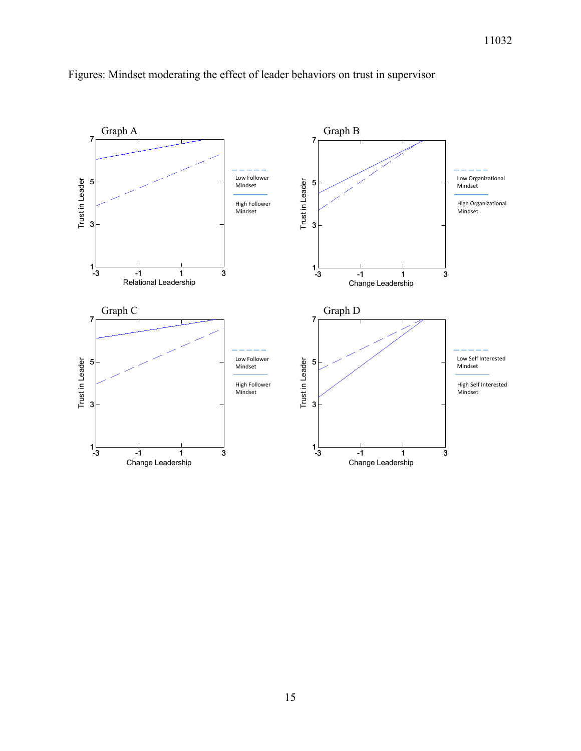Figures: Mindset moderating the effect of leader behaviors on trust in supervisor

Graph A

Trust in Leader

Relational Leadership

Low Follower Mindset

High Follower Mindset

Graph B

Trust in Leader

Change Leadership

Low Organizational Mindset

High Organizational Mindset

Graph C

Trust in Leader

Change Leadership

Low Follower Mindset

High Follower Mindset

Graph D

Trust in Leader

Change Leadership

Low Self Interested Mindset

High Self Interested Mindset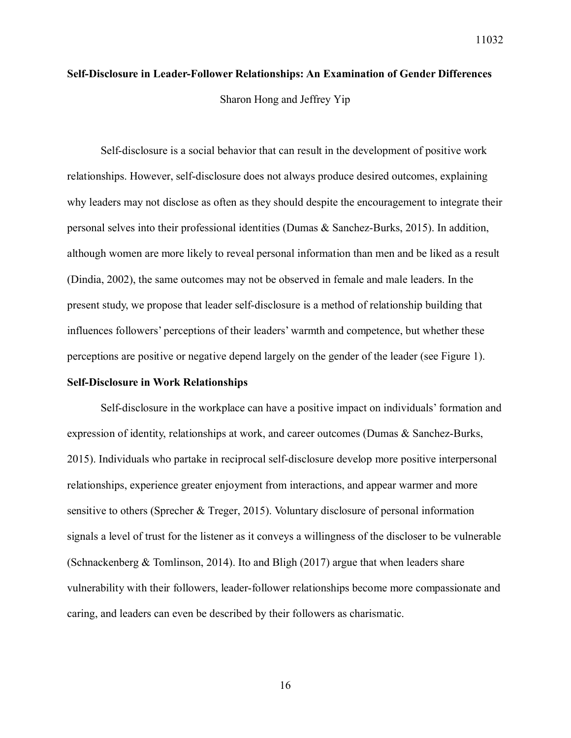## Self-Disclosure in Leader-Follower Relationships: An Examination of Gender Differences

Sharon Hong and Jeffrey Yip

Self-disclosure is a social behavior that can result in the development of positive work relationships. However, self-disclosure does not always produce desired outcomes, explaining why leaders may not disclose as often as they should despite the encouragement to integrate their personal selves into their professional identities (Dumas & Sanchez-Burks, 2015). In addition, although women are more likely to reveal personal information than men and be liked as a result (Dindia, 2002), the same outcomes may not be observed in female and male leaders. In the present study, we propose that leader self-disclosure is a method of relationship building that influences followers' perceptions of their leaders' warmth and competence, but whether these perceptions are positive or negative depend largely on the gender of the leader (see Figure 1).

### Self-Disclosure in Work Relationships

Self-disclosure in the workplace can have a positive impact on individuals' formation and expression of identity, relationships at work, and career outcomes (Dumas & Sanchez-Burks, 2015). Individuals who partake in reciprocal self-disclosure develop more positive interpersonal relationships, experience greater enjoyment from interactions, and appear warmer and more sensitive to others (Sprecher & Treger, 2015). Voluntary disclosure of personal information signals a level of trust for the listener as it conveys a willingness of the discloser to be vulnerable (Schnackenberg & Tomlinson, 2014). Ito and Bligh (2017) argue that when leaders share vulnerability with their followers, leader-follower relationships become more compassionate and caring, and leaders can even be described by their followers as charismatic.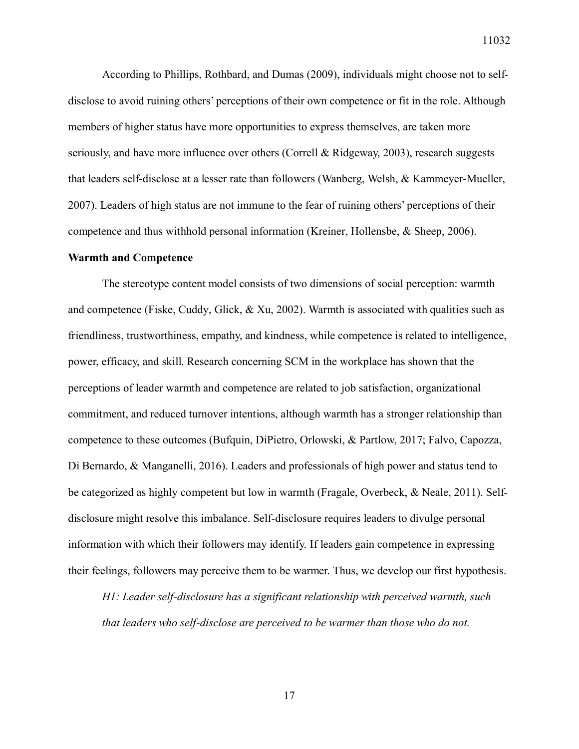According to Phillips, Rothbard, and Dumas (2009), individuals might choose not to self-disclose to avoid ruining others' perceptions of their own competence or fit in the role. Although members of higher status have more opportunities to express themselves, are taken more seriously, and have more influence over others (Correll & Ridgeway, 2003), research suggests that leaders self-disclose at a lesser rate than followers (Wanberg, Welsh, & Kammeyer-Mueller, 2007). Leaders of high status are not immune to the fear of ruining others' perceptions of their competence and thus withhold personal information (Kreiner, Hollensbe, & Sheep, 2006).

**Warmth and Competence**

The stereotype content model consists of two dimensions of social perception: warmth and competence (Fiske, Cuddy, Glick, & Xu, 2002). Warmth is associated with qualities such as friendliness, trustworthiness, empathy, and kindness, while competence is related to intelligence, power, efficacy, and skill. Research concerning SCM in the workplace has shown that the perceptions of leader warmth and competence are related to job satisfaction, organizational commitment, and reduced turnover intentions, although warmth has a stronger relationship than competence to these outcomes (Bufquin, DiPietro, Orlowski, & Partlow, 2017; Falvo, Capozza, Di Bernardo, & Manganelli, 2016). Leaders and professionals of high power and status tend to be categorized as highly competent but low in warmth (Fragale, Overbeck, & Neale, 2011). Self-disclosure might resolve this imbalance. Self-disclosure requires leaders to divulge personal information with which their followers may identify. If leaders gain competence in expressing their feelings, followers may perceive them to be warmer. Thus, we develop our first hypothesis.

*H1: Leader self-disclosure has a significant relationship with perceived warmth, such that leaders who self-disclose are perceived to be warmer than those who do not.*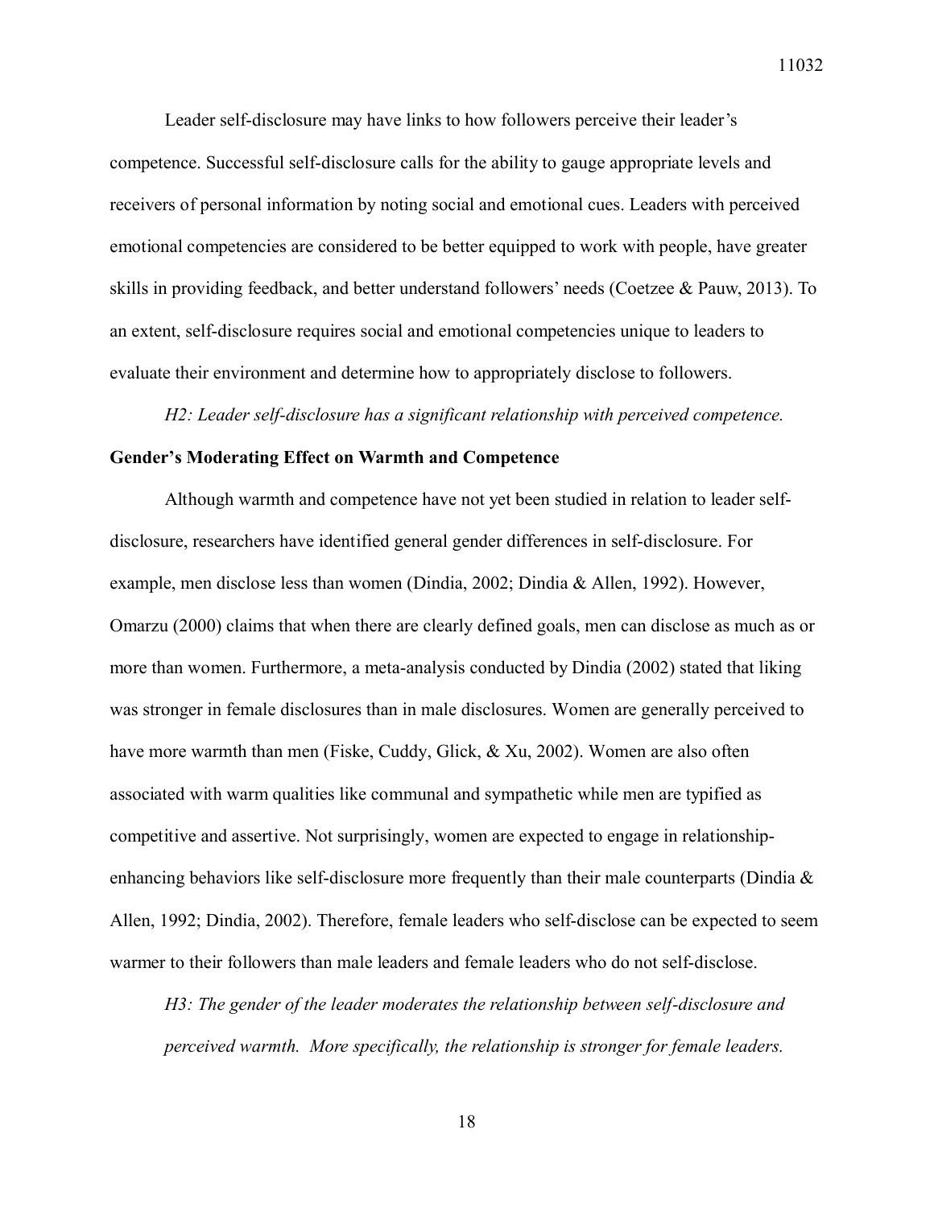Leader self-disclosure may have links to how followers perceive their leader's competence. Successful self-disclosure calls for the ability to gauge appropriate levels and receivers of personal information by noting social and emotional cues. Leaders with perceived emotional competencies are considered to be better equipped to work with people, have greater skills in providing feedback, and better understand followers' needs (Coetzee & Pauw, 2013). To an extent, self-disclosure requires social and emotional competencies unique to leaders to evaluate their environment and determine how to appropriately disclose to followers.

*H2: Leader self-disclosure has a significant relationship with perceived competence.*

**Gender's Moderating Effect on Warmth and Competence**

Although warmth and competence have not yet been studied in relation to leader self-disclosure, researchers have identified general gender differences in self-disclosure. For example, men disclose less than women (Dindia, 2002; Dindia & Allen, 1992). However, Omarzu (2000) claims that when there are clearly defined goals, men can disclose as much as or more than women. Furthermore, a meta-analysis conducted by Dindia (2002) stated that liking was stronger in female disclosures than in male disclosures. Women are generally perceived to have more warmth than men (Fiske, Cuddy, Glick, & Xu, 2002). Women are also often associated with warm qualities like communal and sympathetic while men are typified as competitive and assertive. Not surprisingly, women are expected to engage in relationship-enhancing behaviors like self-disclosure more frequently than their male counterparts (Dindia & Allen, 1992; Dindia, 2002). Therefore, female leaders who self-disclose can be expected to seem warmer to their followers than male leaders and female leaders who do not self-disclose.

*H3: The gender of the leader moderates the relationship between self-disclosure and perceived warmth. More specifically, the relationship is stronger for female leaders.*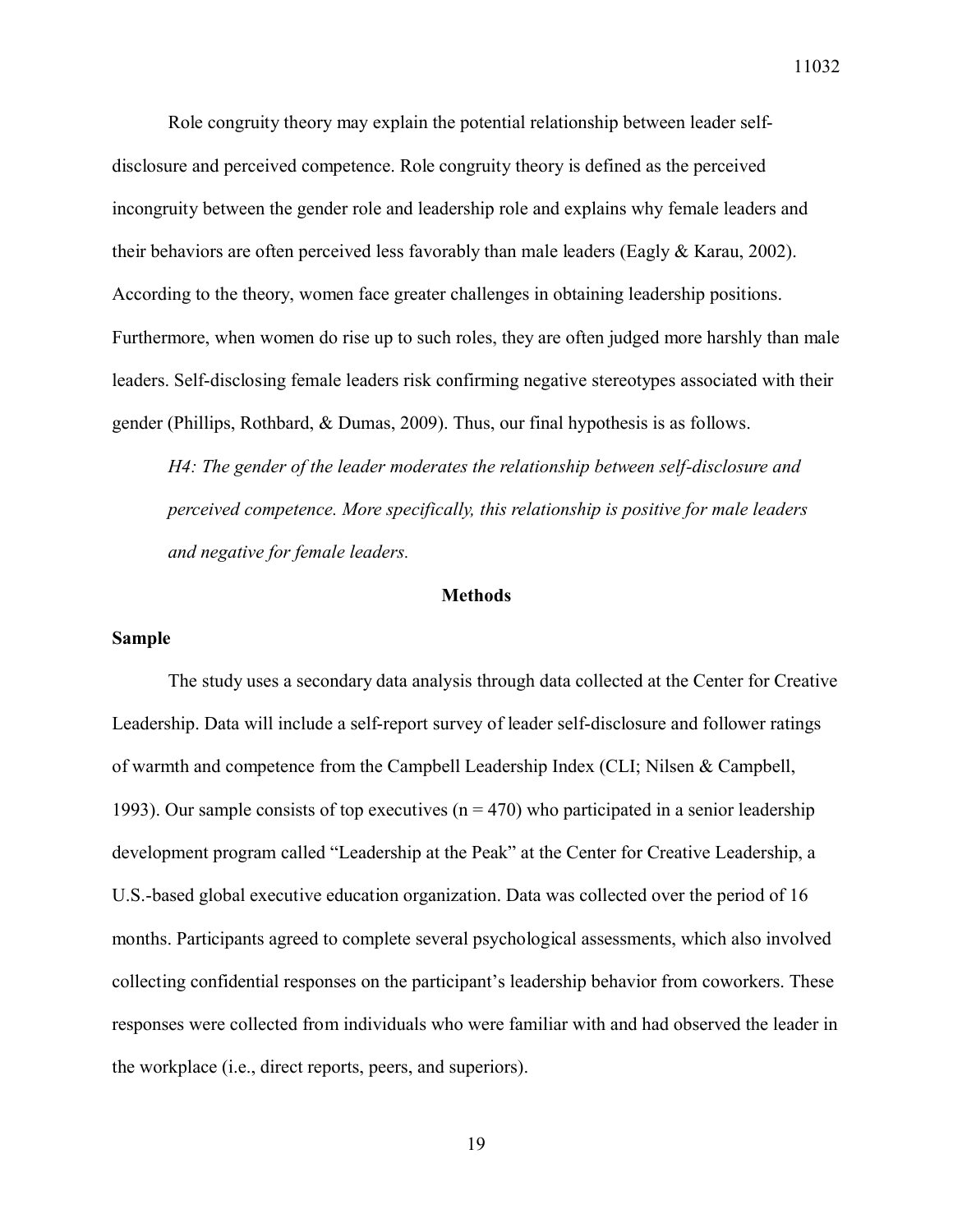Role congruity theory may explain the potential relationship between leader self-disclosure and perceived competence. Role congruity theory is defined as the perceived incongruity between the gender role and leadership role and explains why female leaders and their behaviors are often perceived less favorably than male leaders (Eagly & Karau, 2002). According to the theory, women face greater challenges in obtaining leadership positions. Furthermore, when women do rise up to such roles, they are often judged more harshly than male leaders. Self-disclosing female leaders risk confirming negative stereotypes associated with their gender (Phillips, Rothbard, & Dumas, 2009). Thus, our final hypothesis is as follows.

*H4: The gender of the leader moderates the relationship between self-disclosure and perceived competence. More specifically, this relationship is positive for male leaders and negative for female leaders.*

## Methods

### Sample

The study uses a secondary data analysis through data collected at the Center for Creative Leadership. Data will include a self-report survey of leader self-disclosure and follower ratings of warmth and competence from the Campbell Leadership Index (CLI; Nilsen & Campbell, 1993). Our sample consists of top executives (n = 470) who participated in a senior leadership development program called "Leadership at the Peak" at the Center for Creative Leadership, a U.S.-based global executive education organization. Data was collected over the period of 16 months. Participants agreed to complete several psychological assessments, which also involved collecting confidential responses on the participant's leadership behavior from coworkers. These responses were collected from individuals who were familiar with and had observed the leader in the workplace (i.e., direct reports, peers, and superiors).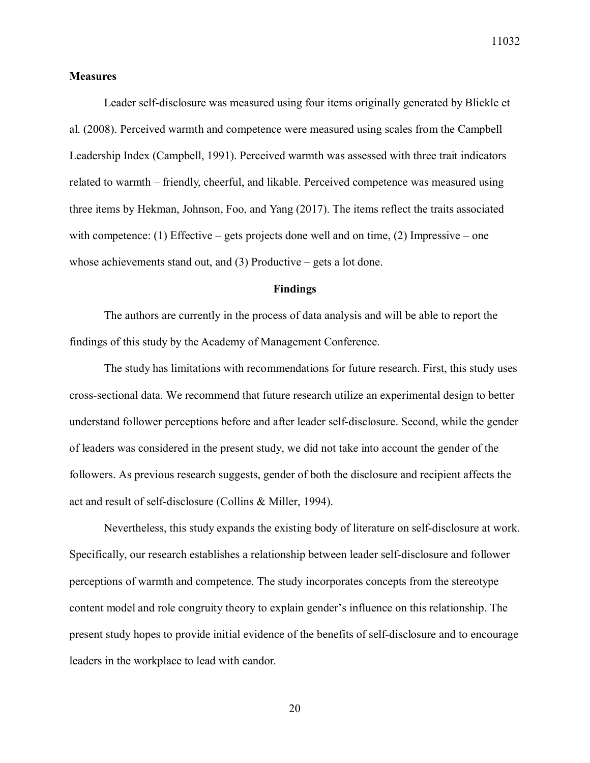**Measures**

Leader self-disclosure was measured using four items originally generated by Blickle et al. (2008). Perceived warmth and competence were measured using scales from the Campbell Leadership Index (Campbell, 1991). Perceived warmth was assessed with three trait indicators related to warmth – friendly, cheerful, and likable. Perceived competence was measured using three items by Hekman, Johnson, Foo, and Yang (2017). The items reflect the traits associated with competence: (1) Effective – gets projects done well and on time, (2) Impressive – one whose achievements stand out, and (3) Productive – gets a lot done.

## Findings

The authors are currently in the process of data analysis and will be able to report the findings of this study by the Academy of Management Conference.

The study has limitations with recommendations for future research. First, this study uses cross-sectional data. We recommend that future research utilize an experimental design to better understand follower perceptions before and after leader self-disclosure. Second, while the gender of leaders was considered in the present study, we did not take into account the gender of the followers. As previous research suggests, gender of both the disclosure and recipient affects the act and result of self-disclosure (Collins & Miller, 1994).

Nevertheless, this study expands the existing body of literature on self-disclosure at work. Specifically, our research establishes a relationship between leader self-disclosure and follower perceptions of warmth and competence. The study incorporates concepts from the stereotype content model and role congruity theory to explain gender's influence on this relationship. The present study hopes to provide initial evidence of the benefits of self-disclosure and to encourage leaders in the workplace to lead with candor.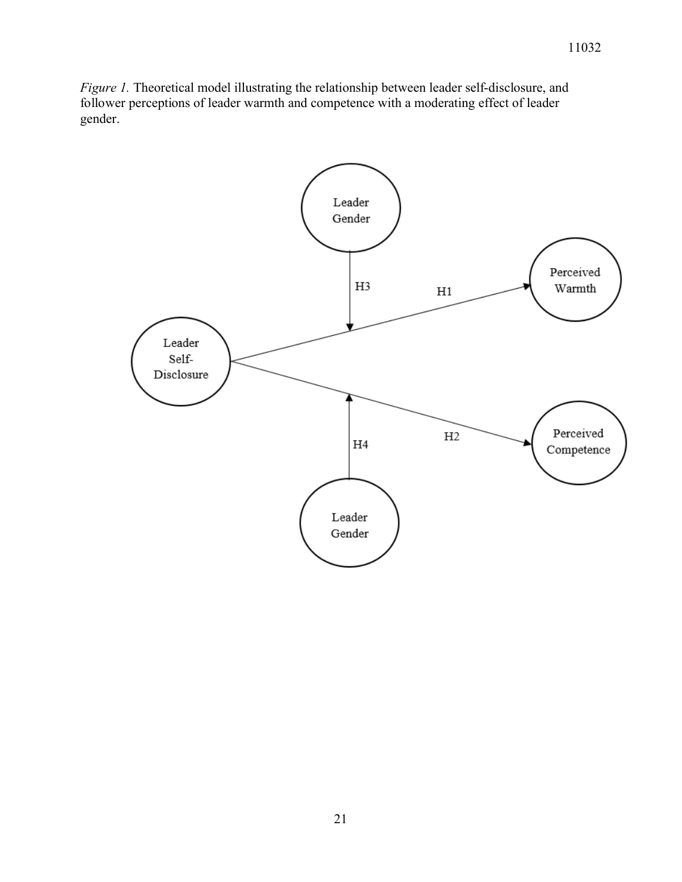*Figure 1.* Theoretical model illustrating the relationship between leader self-disclosure, and follower perceptions of leader warmth and competence with a moderating effect of leader gender.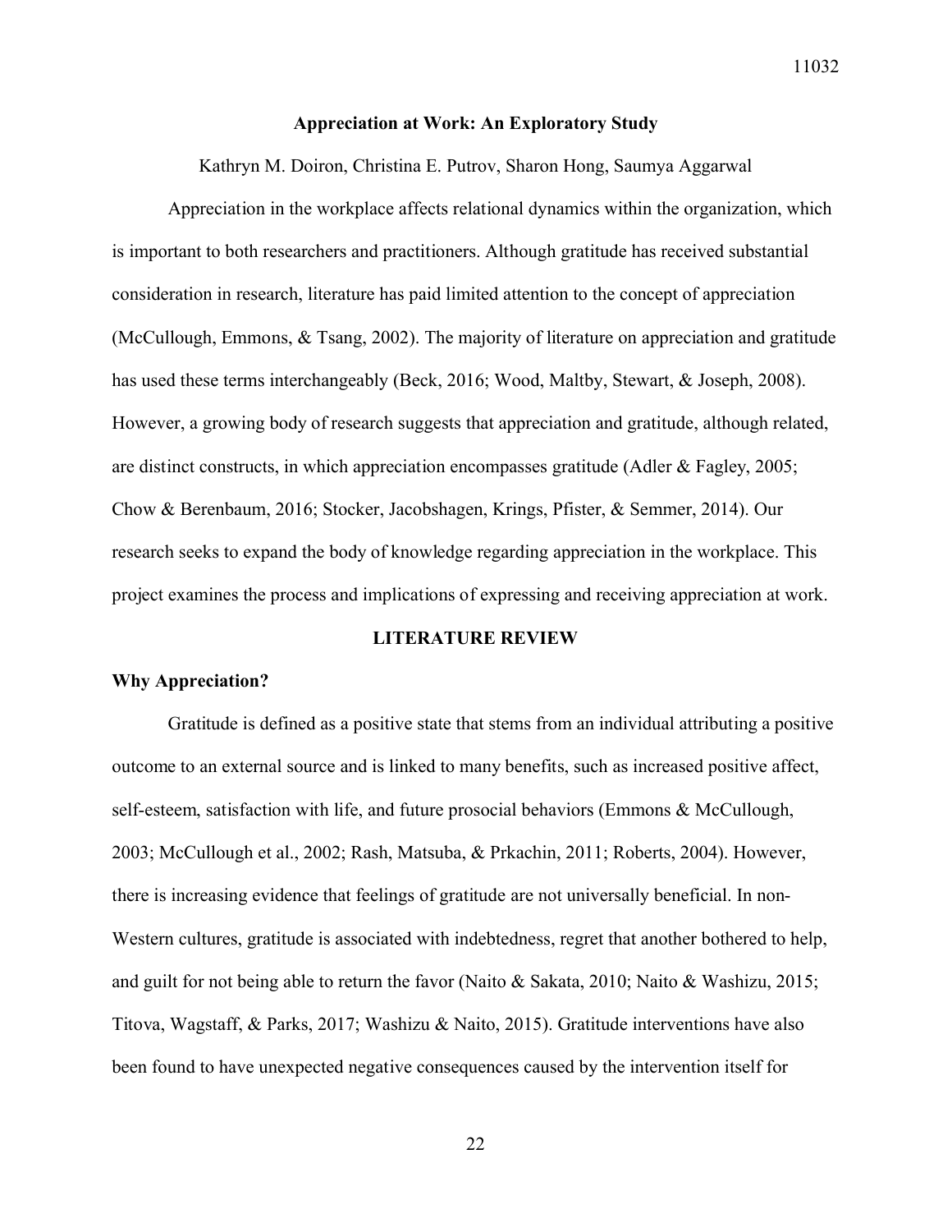# Appreciation at Work: An Exploratory Study

Kathryn M. Doiron, Christina E. Putrov, Sharon Hong, Saumya Aggarwal

Appreciation in the workplace affects relational dynamics within the organization, which is important to both researchers and practitioners. Although gratitude has received substantial consideration in research, literature has paid limited attention to the concept of appreciation (McCullough, Emmons, & Tsang, 2002). The majority of literature on appreciation and gratitude has used these terms interchangeably (Beck, 2016; Wood, Maltby, Stewart, & Joseph, 2008). However, a growing body of research suggests that appreciation and gratitude, although related, are distinct constructs, in which appreciation encompasses gratitude (Adler & Fagley, 2005; Chow & Berenbaum, 2016; Stocker, Jacobshagen, Krings, Pfister, & Semmer, 2014). Our research seeks to expand the body of knowledge regarding appreciation in the workplace. This project examines the process and implications of expressing and receiving appreciation at work.

## LITERATURE REVIEW

### Why Appreciation?

Gratitude is defined as a positive state that stems from an individual attributing a positive outcome to an external source and is linked to many benefits, such as increased positive affect, self-esteem, satisfaction with life, and future prosocial behaviors (Emmons & McCullough, 2003; McCullough et al., 2002; Rash, Matsuba, & Prkachin, 2011; Roberts, 2004). However, there is increasing evidence that feelings of gratitude are not universally beneficial. In non-Western cultures, gratitude is associated with indebtedness, regret that another bothered to help, and guilt for not being able to return the favor (Naito & Sakata, 2010; Naito & Washizu, 2015; Titova, Wagstaff, & Parks, 2017; Washizu & Naito, 2015). Gratitude interventions have also been found to have unexpected negative consequences caused by the intervention itself for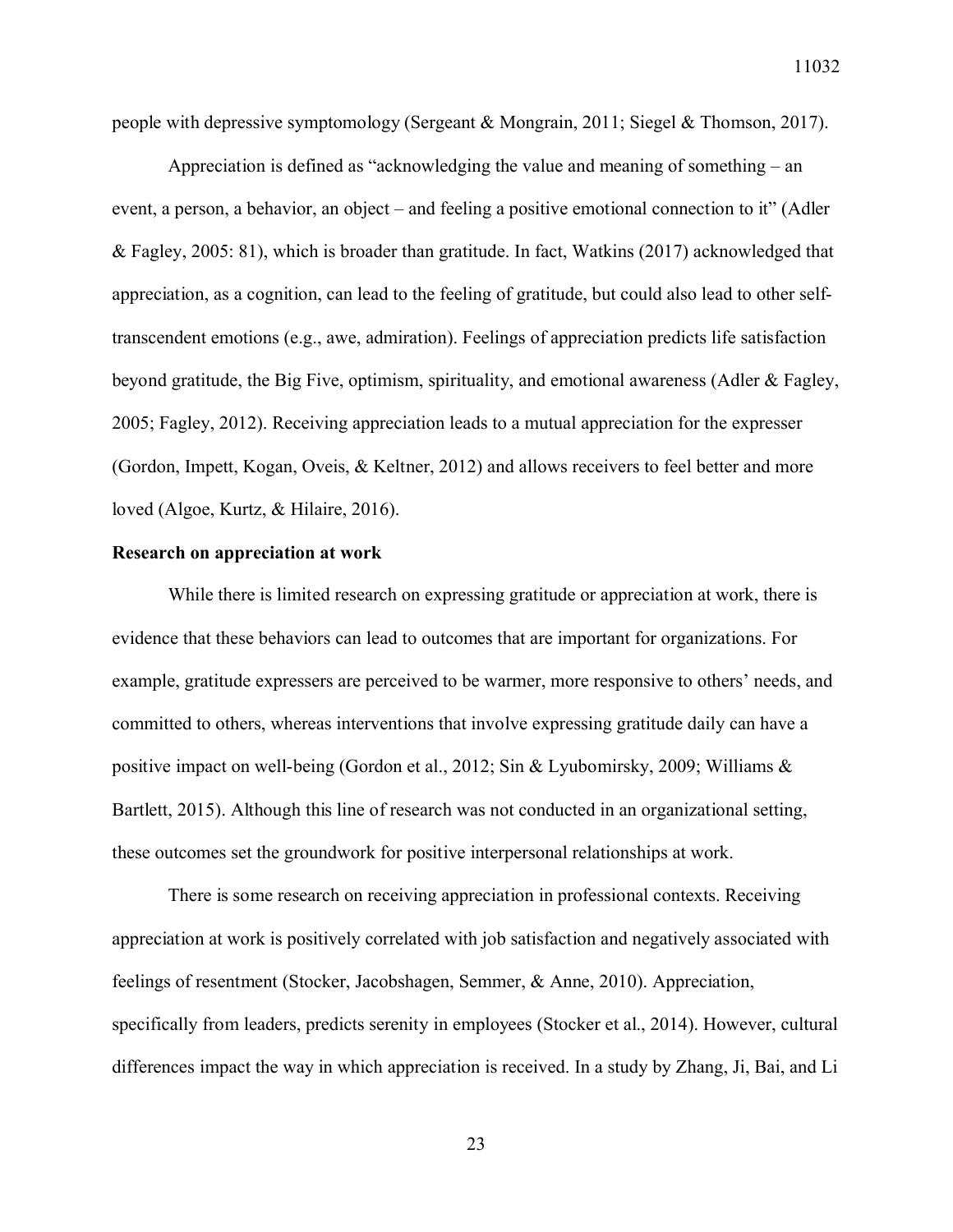people with depressive symptomology (Sergeant & Mongrain, 2011; Siegel & Thomson, 2017).

Appreciation is defined as "acknowledging the value and meaning of something – an event, a person, a behavior, an object – and feeling a positive emotional connection to it" (Adler & Fagley, 2005: 81), which is broader than gratitude. In fact, Watkins (2017) acknowledged that appreciation, as a cognition, can lead to the feeling of gratitude, but could also lead to other self-transcendent emotions (e.g., awe, admiration). Feelings of appreciation predicts life satisfaction beyond gratitude, the Big Five, optimism, spirituality, and emotional awareness (Adler & Fagley, 2005; Fagley, 2012). Receiving appreciation leads to a mutual appreciation for the expresser (Gordon, Impett, Kogan, Oveis, & Keltner, 2012) and allows receivers to feel better and more loved (Algoe, Kurtz, & Hilaire, 2016).

**Research on appreciation at work**

While there is limited research on expressing gratitude or appreciation at work, there is evidence that these behaviors can lead to outcomes that are important for organizations. For example, gratitude expressers are perceived to be warmer, more responsive to others' needs, and committed to others, whereas interventions that involve expressing gratitude daily can have a positive impact on well-being (Gordon et al., 2012; Sin & Lyubomirsky, 2009; Williams & Bartlett, 2015). Although this line of research was not conducted in an organizational setting, these outcomes set the groundwork for positive interpersonal relationships at work.

There is some research on receiving appreciation in professional contexts. Receiving appreciation at work is positively correlated with job satisfaction and negatively associated with feelings of resentment (Stocker, Jacobshagen, Semmer, & Anne, 2010). Appreciation, specifically from leaders, predicts serenity in employees (Stocker et al., 2014). However, cultural differences impact the way in which appreciation is received. In a study by Zhang, Ji, Bai, and Li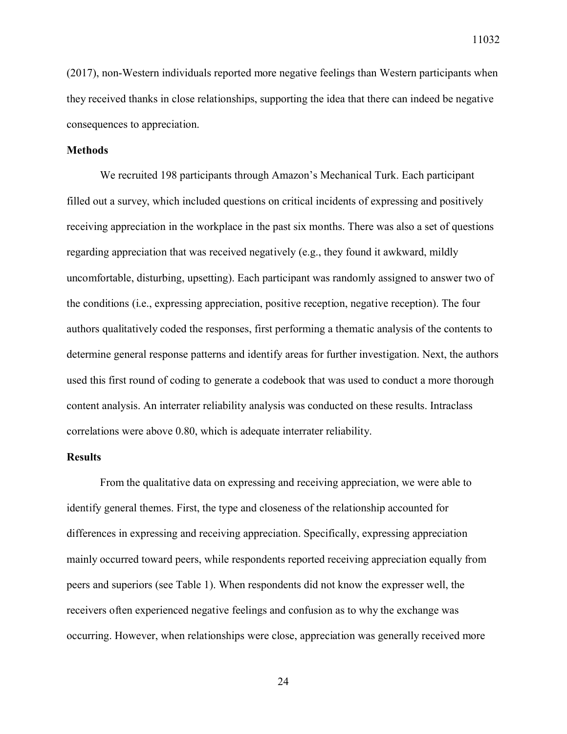(2017), non-Western individuals reported more negative feelings than Western participants when they received thanks in close relationships, supporting the idea that there can indeed be negative consequences to appreciation.

**Methods**

We recruited 198 participants through Amazon's Mechanical Turk. Each participant filled out a survey, which included questions on critical incidents of expressing and positively receiving appreciation in the workplace in the past six months. There was also a set of questions regarding appreciation that was received negatively (e.g., they found it awkward, mildly uncomfortable, disturbing, upsetting). Each participant was randomly assigned to answer two of the conditions (i.e., expressing appreciation, positive reception, negative reception). The four authors qualitatively coded the responses, first performing a thematic analysis of the contents to determine general response patterns and identify areas for further investigation. Next, the authors used this first round of coding to generate a codebook that was used to conduct a more thorough content analysis. An interrater reliability analysis was conducted on these results. Intraclass correlations were above 0.80, which is adequate interrater reliability.

**Results**

From the qualitative data on expressing and receiving appreciation, we were able to identify general themes. First, the type and closeness of the relationship accounted for differences in expressing and receiving appreciation. Specifically, expressing appreciation mainly occurred toward peers, while respondents reported receiving appreciation equally from peers and superiors (see Table 1). When respondents did not know the expresser well, the receivers often experienced negative feelings and confusion as to why the exchange was occurring. However, when relationships were close, appreciation was generally received more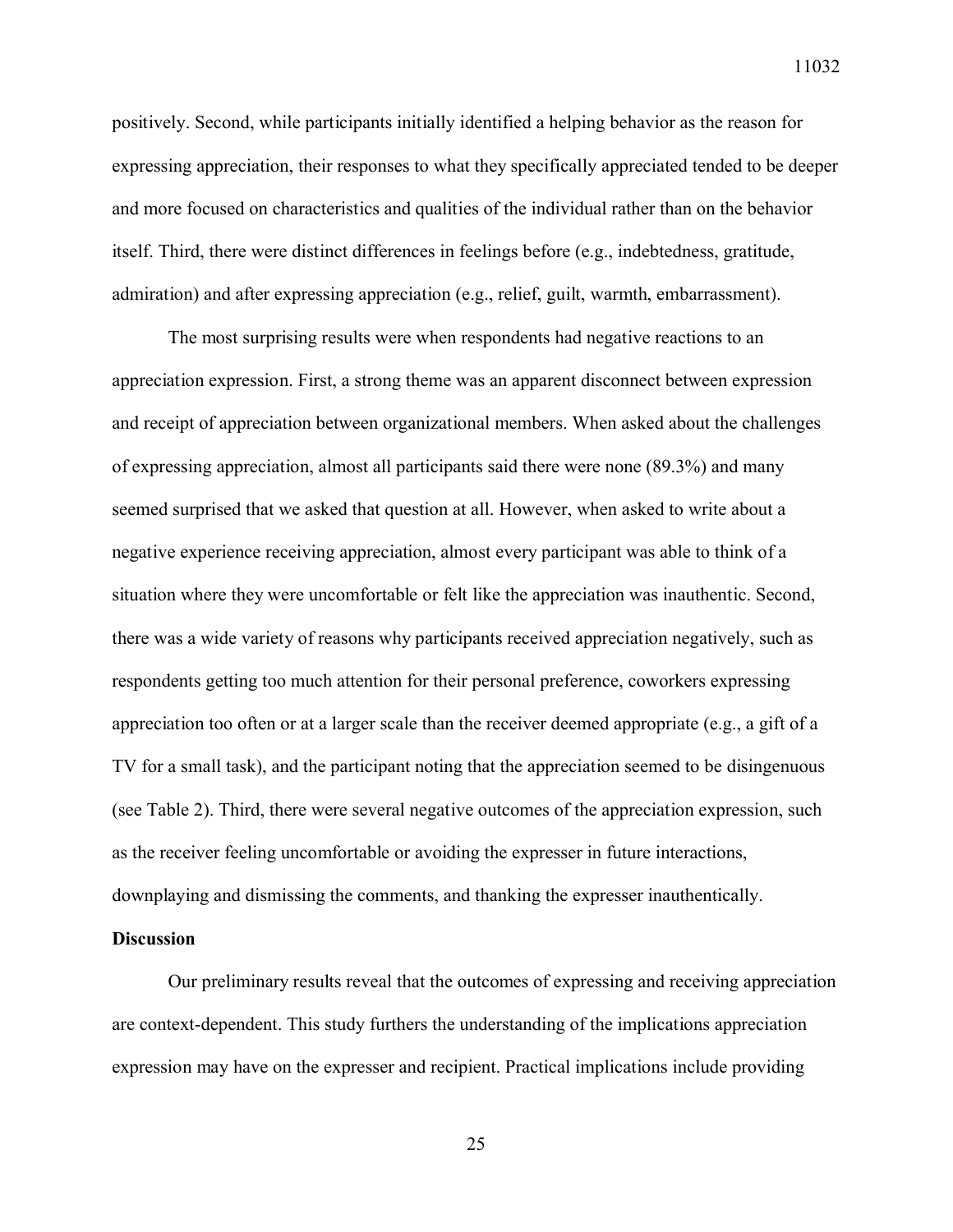positively. Second, while participants initially identified a helping behavior as the reason for expressing appreciation, their responses to what they specifically appreciated tended to be deeper and more focused on characteristics and qualities of the individual rather than on the behavior itself. Third, there were distinct differences in feelings before (e.g., indebtedness, gratitude, admiration) and after expressing appreciation (e.g., relief, guilt, warmth, embarrassment).

The most surprising results were when respondents had negative reactions to an appreciation expression. First, a strong theme was an apparent disconnect between expression and receipt of appreciation between organizational members. When asked about the challenges of expressing appreciation, almost all participants said there were none (89.3%) and many seemed surprised that we asked that question at all. However, when asked to write about a negative experience receiving appreciation, almost every participant was able to think of a situation where they were uncomfortable or felt like the appreciation was inauthentic. Second, there was a wide variety of reasons why participants received appreciation negatively, such as respondents getting too much attention for their personal preference, coworkers expressing appreciation too often or at a larger scale than the receiver deemed appropriate (e.g., a gift of a TV for a small task), and the participant noting that the appreciation seemed to be disingenuous (see Table 2). Third, there were several negative outcomes of the appreciation expression, such as the receiver feeling uncomfortable or avoiding the expresser in future interactions, downplaying and dismissing the comments, and thanking the expresser inauthentically.

**Discussion**

Our preliminary results reveal that the outcomes of expressing and receiving appreciation are context-dependent. This study furthers the understanding of the implications appreciation expression may have on the expresser and recipient. Practical implications include providing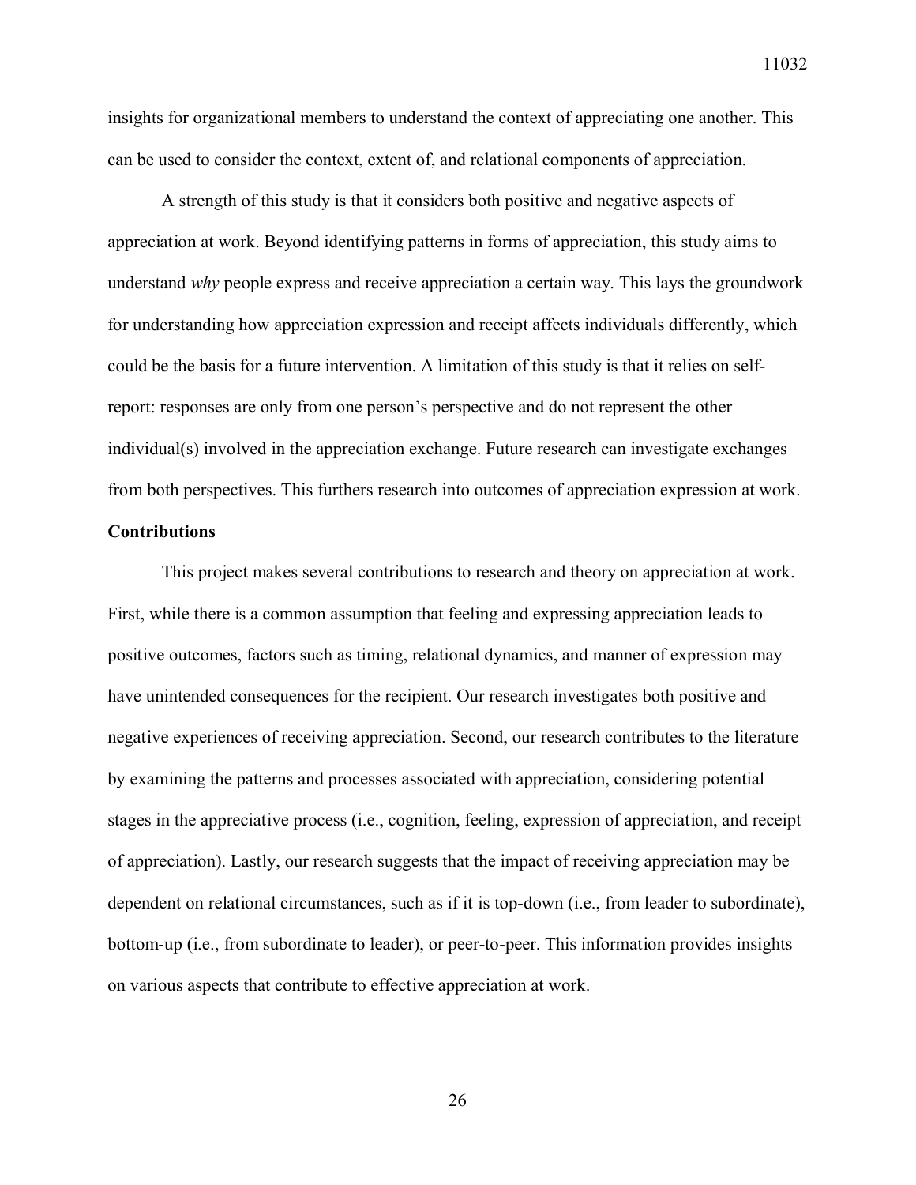insights for organizational members to understand the context of appreciating one another. This can be used to consider the context, extent of, and relational components of appreciation.

A strength of this study is that it considers both positive and negative aspects of appreciation at work. Beyond identifying patterns in forms of appreciation, this study aims to understand *why* people express and receive appreciation a certain way. This lays the groundwork for understanding how appreciation expression and receipt affects individuals differently, which could be the basis for a future intervention. A limitation of this study is that it relies on self-report: responses are only from one person's perspective and do not represent the other individual(s) involved in the appreciation exchange. Future research can investigate exchanges from both perspectives. This furthers research into outcomes of appreciation expression at work.

**Contributions**

This project makes several contributions to research and theory on appreciation at work. First, while there is a common assumption that feeling and expressing appreciation leads to positive outcomes, factors such as timing, relational dynamics, and manner of expression may have unintended consequences for the recipient. Our research investigates both positive and negative experiences of receiving appreciation. Second, our research contributes to the literature by examining the patterns and processes associated with appreciation, considering potential stages in the appreciative process (i.e., cognition, feeling, expression of appreciation, and receipt of appreciation). Lastly, our research suggests that the impact of receiving appreciation may be dependent on relational circumstances, such as if it is top-down (i.e., from leader to subordinate), bottom-up (i.e., from subordinate to leader), or peer-to-peer. This information provides insights on various aspects that contribute to effective appreciation at work.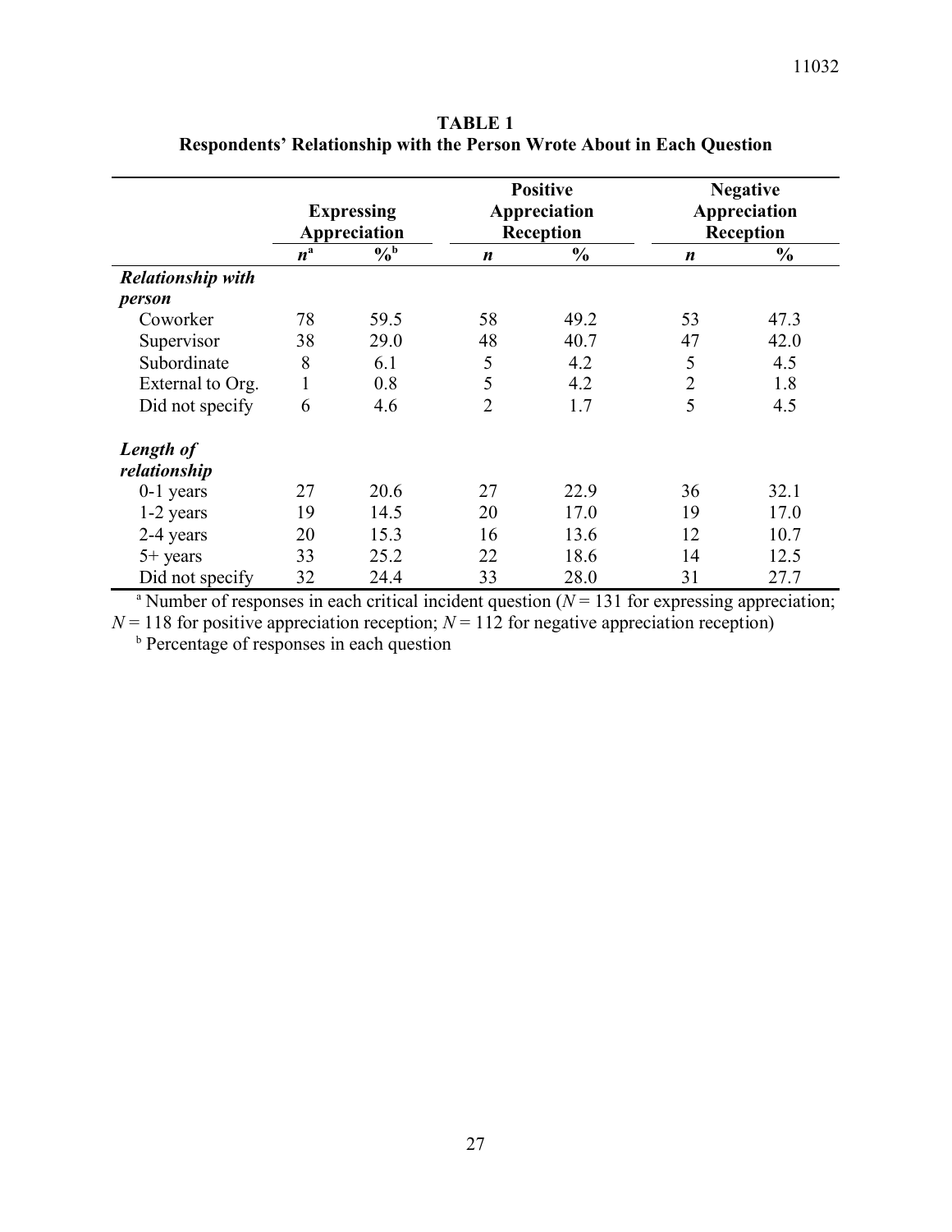**TABLE 1**
**Respondents' Relationship with the Person Wrote About in Each Question**

| | Expressing Appreciation | | Positive Appreciation Reception | | Negative Appreciation Reception | |
|---|---|---|---|---|---|---|
| | ***n***[a] | **%**[b] | ***n*** | **%** | ***n*** | **%** |
| ***Relationship with person*** | | | | | | |
| Coworker | 78 | 59.5 | 58 | 49.2 | 53 | 47.3 |
| Supervisor | 38 | 29.0 | 48 | 40.7 | 47 | 42.0 |
| Subordinate | 8 | 6.1 | 5 | 4.2 | 5 | 4.5 |
| External to Org. | 1 | 0.8 | 5 | 4.2 | 2 | 1.8 |
| Did not specify | 6 | 4.6 | 2 | 1.7 | 5 | 4.5 |
| ***Length of relationship*** | | | | | | |
| 0-1 years | 27 | 20.6 | 27 | 22.9 | 36 | 32.1 |
| 1-2 years | 19 | 14.5 | 20 | 17.0 | 19 | 17.0 |
| 2-4 years | 20 | 15.3 | 16 | 13.6 | 12 | 10.7 |
| 5+ years | 33 | 25.2 | 22 | 18.6 | 14 | 12.5 |
| Did not specify | 32 | 24.4 | 33 | 28.0 | 31 | 27.7 |

[a] Number of responses in each critical incident question ($N = 131$ for expressing appreciation; $N = 118$ for positive appreciation reception; $N = 112$ for negative appreciation reception)

[b] Percentage of responses in each question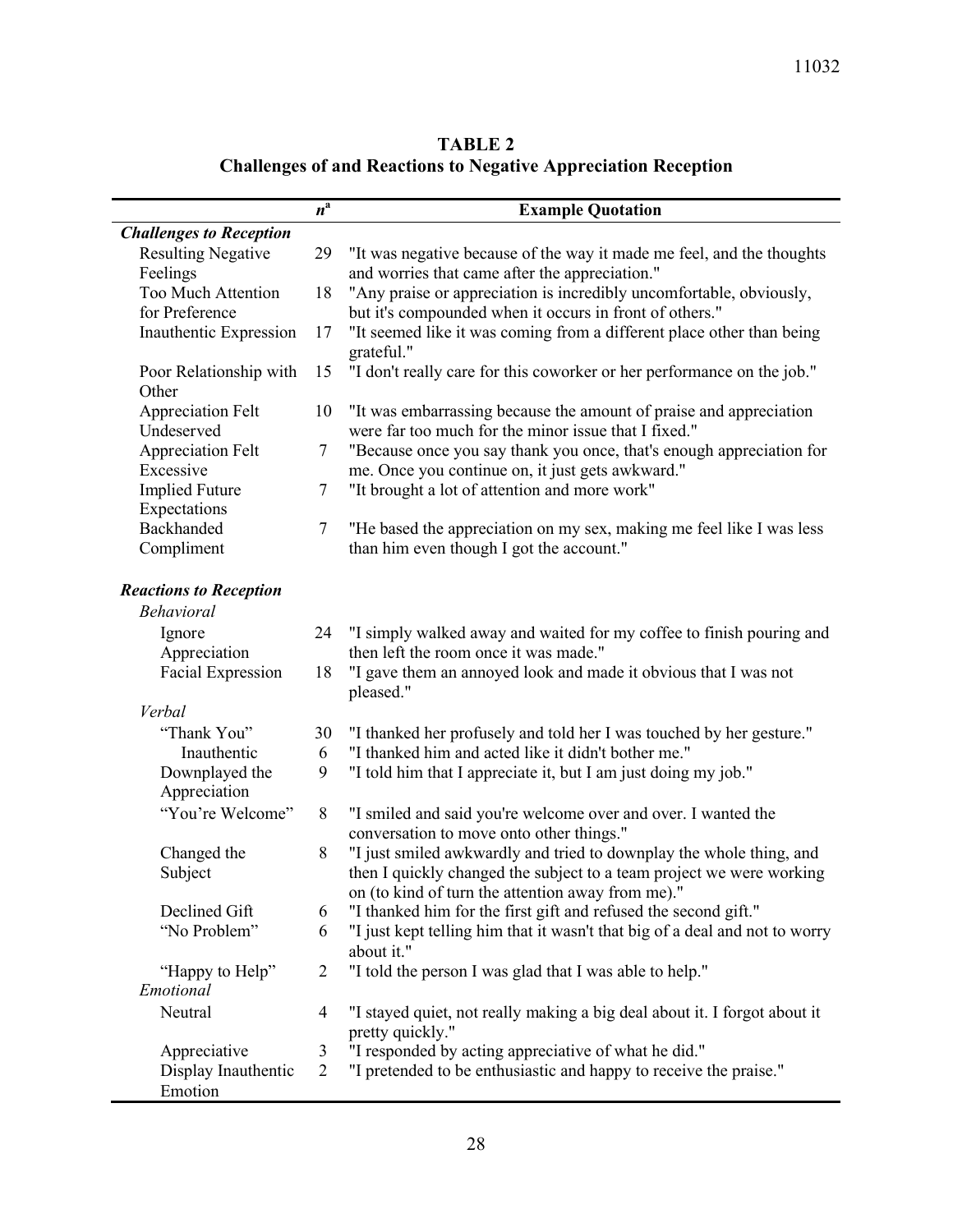**TABLE 2**
**Challenges of and Reactions to Negative Appreciation Reception**

| | $n^a$ | Example Quotation |
|---|---|---|
| ***Challenges to Reception*** | | |
| Resulting Negative Feelings | 29 | "It was negative because of the way it made me feel, and the thoughts and worries that came after the appreciation." |
| Too Much Attention for Preference | 18 | "Any praise or appreciation is incredibly uncomfortable, obviously, but it's compounded when it occurs in front of others." |
| Inauthentic Expression | 17 | "It seemed like it was coming from a different place other than being grateful." |
| Poor Relationship with Other | 15 | "I don't really care for this coworker or her performance on the job." |
| Appreciation Felt Undeserved | 10 | "It was embarrassing because the amount of praise and appreciation were far too much for the minor issue that I fixed." |
| Appreciation Felt Excessive | 7 | "Because once you say thank you once, that's enough appreciation for me. Once you continue on, it just gets awkward." |
| Implied Future Expectations | 7 | "It brought a lot of attention and more work" |
| Backhanded Compliment | 7 | "He based the appreciation on my sex, making me feel like I was less than him even though I got the account." |
| ***Reactions to Reception*** | | |
| *Behavioral* | | |
| Ignore Appreciation | 24 | "I simply walked away and waited for my coffee to finish pouring and then left the room once it was made." |
| Facial Expression | 18 | "I gave them an annoyed look and made it obvious that I was not pleased." |
| *Verbal* | | |
| "Thank You" | 30 | "I thanked her profusely and told her I was touched by her gesture." |
| Inauthentic | 6 | "I thanked him and acted like it didn't bother me." |
| Downplayed the Appreciation | 9 | "I told him that I appreciate it, but I am just doing my job." |
| "You're Welcome" | 8 | "I smiled and said you're welcome over and over. I wanted the conversation to move onto other things." |
| Changed the Subject | 8 | "I just smiled awkwardly and tried to downplay the whole thing, and then I quickly changed the subject to a team project we were working on (to kind of turn the attention away from me)." |
| Declined Gift | 6 | "I thanked him for the first gift and refused the second gift." |
| "No Problem" | 6 | "I just kept telling him that it wasn't that big of a deal and not to worry about it." |
| "Happy to Help" | 2 | "I told the person I was glad that I was able to help." |
| *Emotional* | | |
| Neutral | 4 | "I stayed quiet, not really making a big deal about it. I forgot about it pretty quickly." |
| Appreciative | 3 | "I responded by acting appreciative of what he did." |
| Display Inauthentic Emotion | 2 | "I pretended to be enthusiastic and happy to receive the praise." |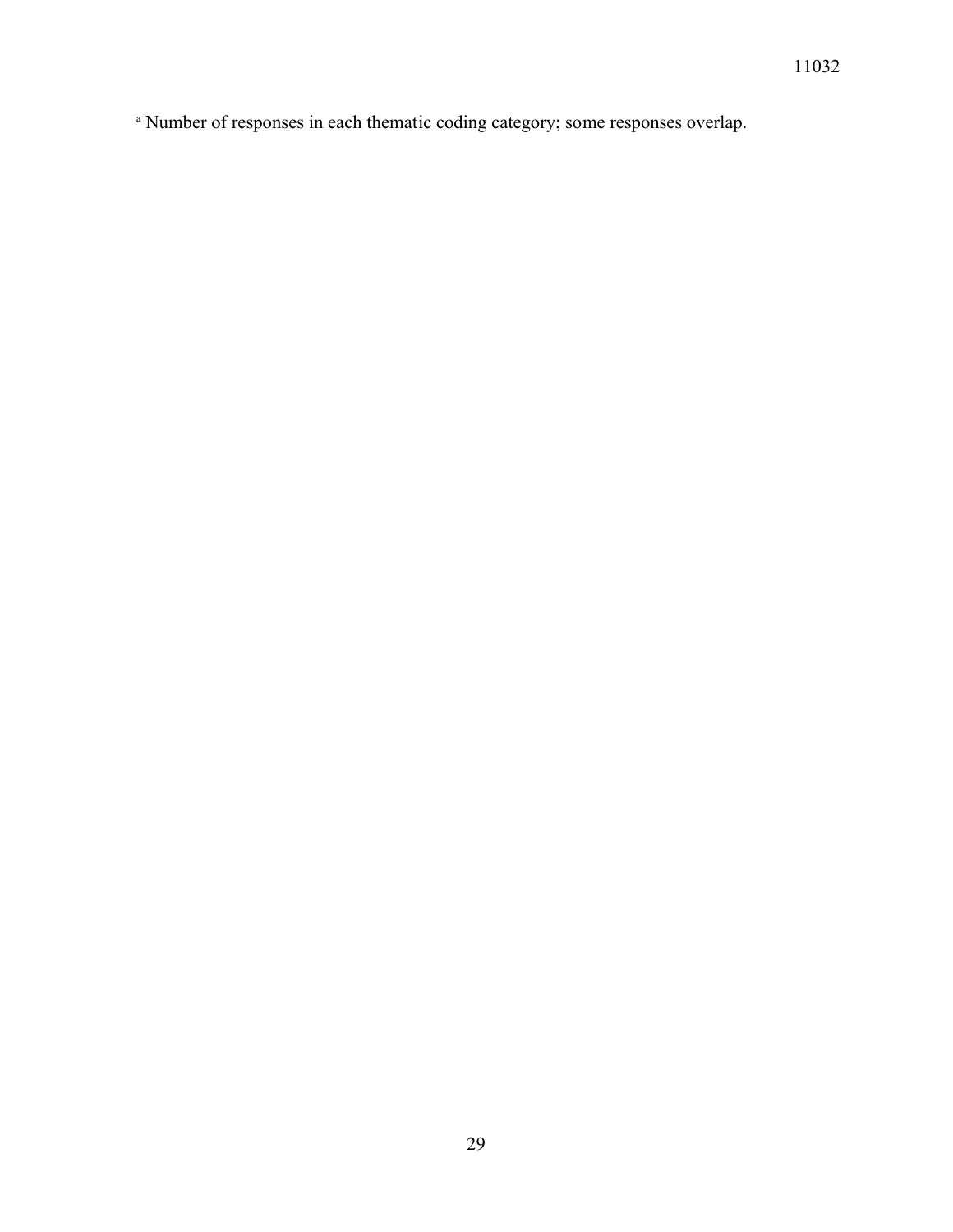[a] Number of responses in each thematic coding category; some responses overlap.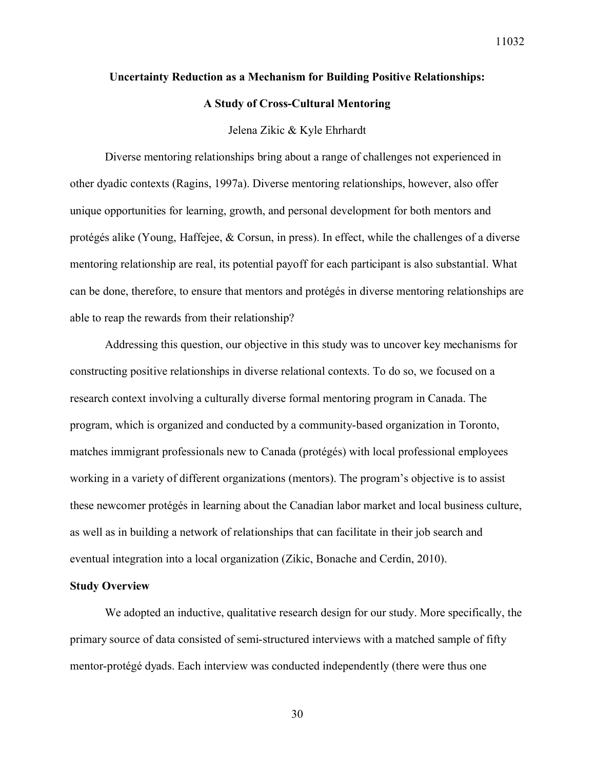**Uncertainty Reduction as a Mechanism for Building Positive Relationships:**

**A Study of Cross-Cultural Mentoring**

Jelena Zikic & Kyle Ehrhardt

Diverse mentoring relationships bring about a range of challenges not experienced in other dyadic contexts (Ragins, 1997a). Diverse mentoring relationships, however, also offer unique opportunities for learning, growth, and personal development for both mentors and protégés alike (Young, Haffejee, & Corsun, in press). In effect, while the challenges of a diverse mentoring relationship are real, its potential payoff for each participant is also substantial. What can be done, therefore, to ensure that mentors and protégés in diverse mentoring relationships are able to reap the rewards from their relationship?

Addressing this question, our objective in this study was to uncover key mechanisms for constructing positive relationships in diverse relational contexts. To do so, we focused on a research context involving a culturally diverse formal mentoring program in Canada. The program, which is organized and conducted by a community-based organization in Toronto, matches immigrant professionals new to Canada (protégés) with local professional employees working in a variety of different organizations (mentors). The program's objective is to assist these newcomer protégés in learning about the Canadian labor market and local business culture, as well as in building a network of relationships that can facilitate in their job search and eventual integration into a local organization (Zikic, Bonache and Cerdin, 2010).

**Study Overview**

We adopted an inductive, qualitative research design for our study. More specifically, the primary source of data consisted of semi-structured interviews with a matched sample of fifty mentor-protégé dyads. Each interview was conducted independently (there were thus one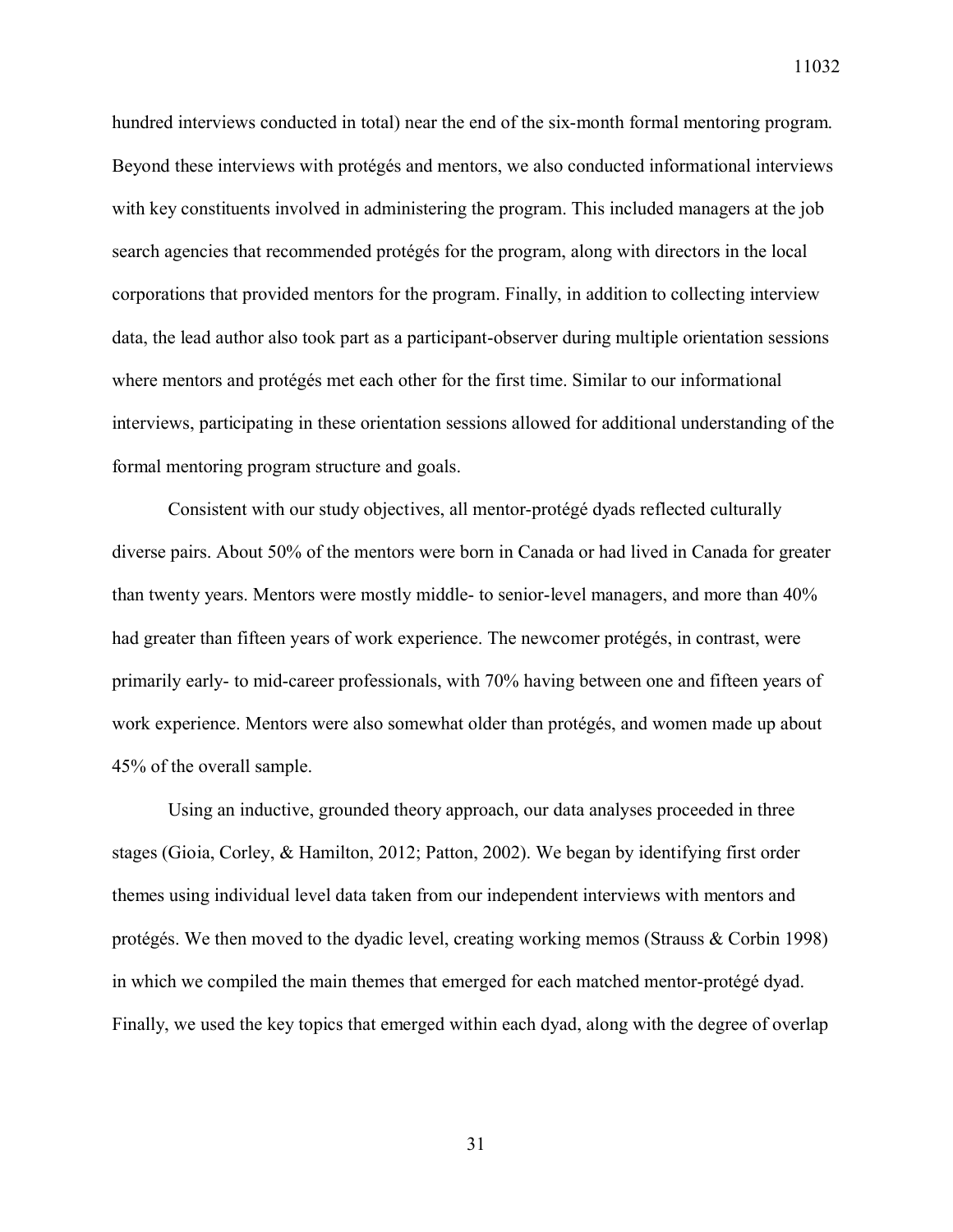hundred interviews conducted in total) near the end of the six-month formal mentoring program. Beyond these interviews with protégés and mentors, we also conducted informational interviews with key constituents involved in administering the program. This included managers at the job search agencies that recommended protégés for the program, along with directors in the local corporations that provided mentors for the program. Finally, in addition to collecting interview data, the lead author also took part as a participant-observer during multiple orientation sessions where mentors and protégés met each other for the first time. Similar to our informational interviews, participating in these orientation sessions allowed for additional understanding of the formal mentoring program structure and goals.

Consistent with our study objectives, all mentor-protégé dyads reflected culturally diverse pairs. About 50% of the mentors were born in Canada or had lived in Canada for greater than twenty years. Mentors were mostly middle- to senior-level managers, and more than 40% had greater than fifteen years of work experience. The newcomer protégés, in contrast, were primarily early- to mid-career professionals, with 70% having between one and fifteen years of work experience. Mentors were also somewhat older than protégés, and women made up about 45% of the overall sample.

Using an inductive, grounded theory approach, our data analyses proceeded in three stages (Gioia, Corley, & Hamilton, 2012; Patton, 2002). We began by identifying first order themes using individual level data taken from our independent interviews with mentors and protégés. We then moved to the dyadic level, creating working memos (Strauss & Corbin 1998) in which we compiled the main themes that emerged for each matched mentor-protégé dyad. Finally, we used the key topics that emerged within each dyad, along with the degree of overlap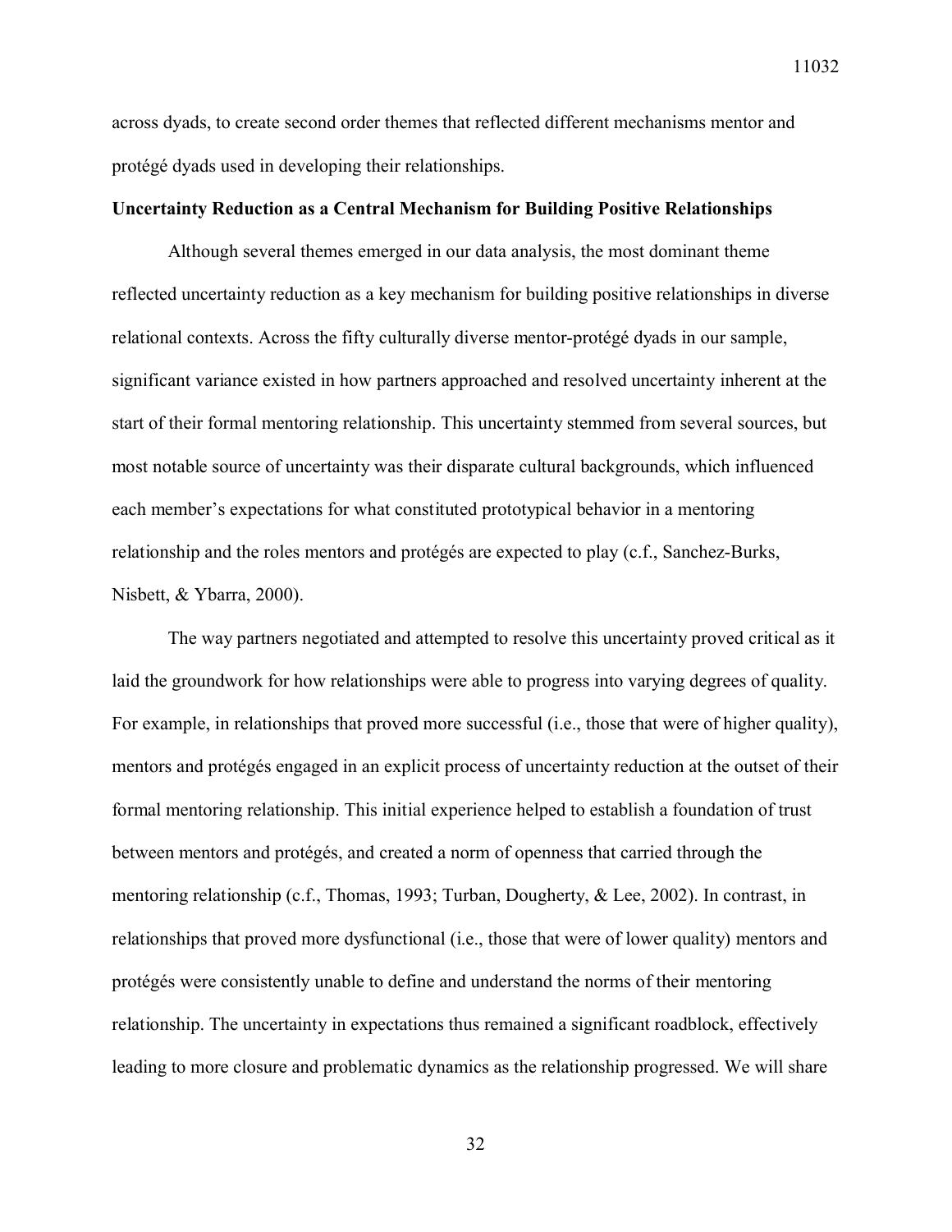across dyads, to create second order themes that reflected different mechanisms mentor and protégé dyads used in developing their relationships.

**Uncertainty Reduction as a Central Mechanism for Building Positive Relationships**

Although several themes emerged in our data analysis, the most dominant theme reflected uncertainty reduction as a key mechanism for building positive relationships in diverse relational contexts. Across the fifty culturally diverse mentor-protégé dyads in our sample, significant variance existed in how partners approached and resolved uncertainty inherent at the start of their formal mentoring relationship. This uncertainty stemmed from several sources, but most notable source of uncertainty was their disparate cultural backgrounds, which influenced each member's expectations for what constituted prototypical behavior in a mentoring relationship and the roles mentors and protégés are expected to play (c.f., Sanchez-Burks, Nisbett, & Ybarra, 2000).

The way partners negotiated and attempted to resolve this uncertainty proved critical as it laid the groundwork for how relationships were able to progress into varying degrees of quality. For example, in relationships that proved more successful (i.e., those that were of higher quality), mentors and protégés engaged in an explicit process of uncertainty reduction at the outset of their formal mentoring relationship. This initial experience helped to establish a foundation of trust between mentors and protégés, and created a norm of openness that carried through the mentoring relationship (c.f., Thomas, 1993; Turban, Dougherty, & Lee, 2002). In contrast, in relationships that proved more dysfunctional (i.e., those that were of lower quality) mentors and protégés were consistently unable to define and understand the norms of their mentoring relationship. The uncertainty in expectations thus remained a significant roadblock, effectively leading to more closure and problematic dynamics as the relationship progressed. We will share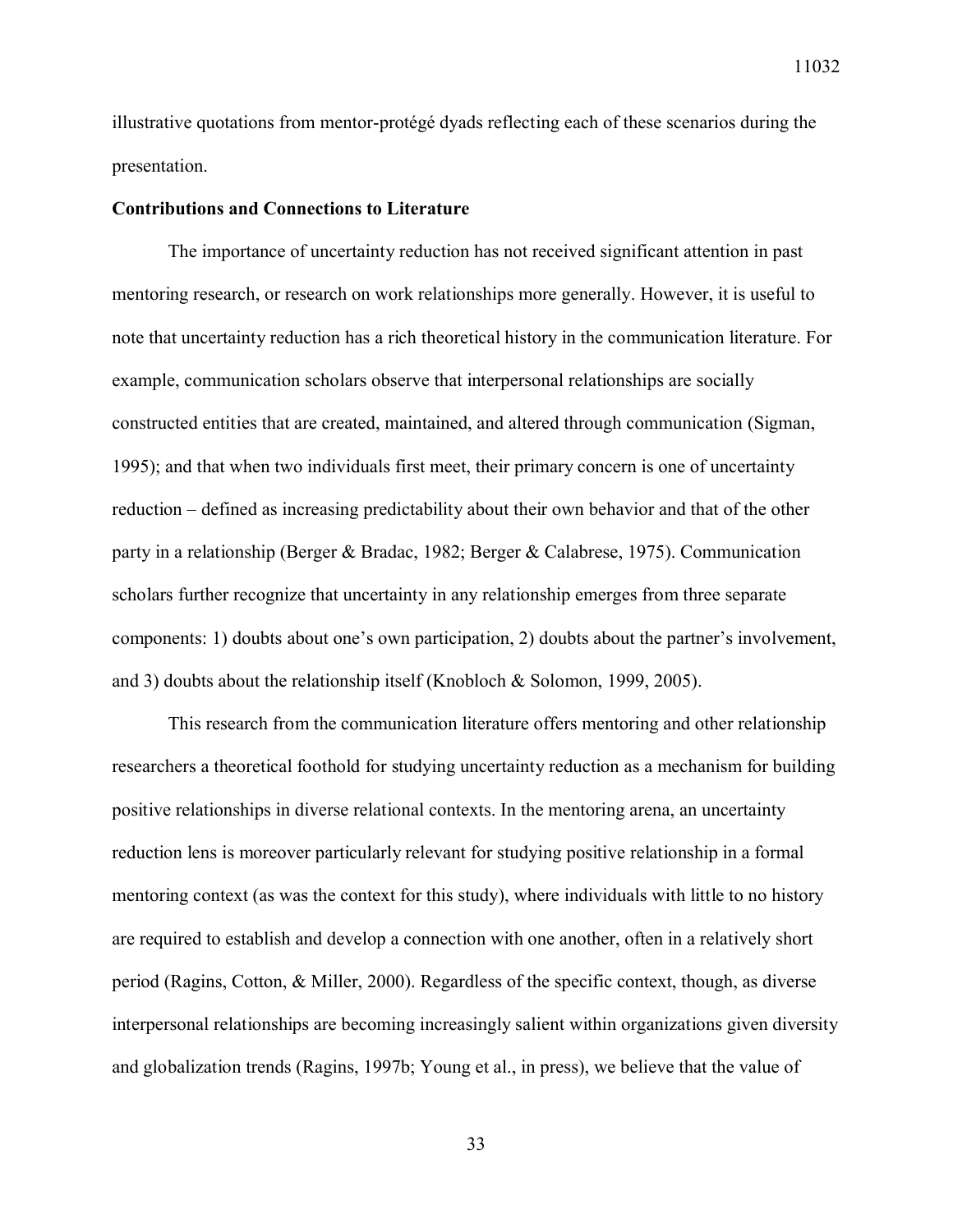illustrative quotations from mentor-protégé dyads reflecting each of these scenarios during the presentation.

**Contributions and Connections to Literature**

The importance of uncertainty reduction has not received significant attention in past mentoring research, or research on work relationships more generally. However, it is useful to note that uncertainty reduction has a rich theoretical history in the communication literature. For example, communication scholars observe that interpersonal relationships are socially constructed entities that are created, maintained, and altered through communication (Sigman, 1995); and that when two individuals first meet, their primary concern is one of uncertainty reduction – defined as increasing predictability about their own behavior and that of the other party in a relationship (Berger & Bradac, 1982; Berger & Calabrese, 1975). Communication scholars further recognize that uncertainty in any relationship emerges from three separate components: 1) doubts about one's own participation, 2) doubts about the partner's involvement, and 3) doubts about the relationship itself (Knobloch & Solomon, 1999, 2005).

This research from the communication literature offers mentoring and other relationship researchers a theoretical foothold for studying uncertainty reduction as a mechanism for building positive relationships in diverse relational contexts. In the mentoring arena, an uncertainty reduction lens is moreover particularly relevant for studying positive relationship in a formal mentoring context (as was the context for this study), where individuals with little to no history are required to establish and develop a connection with one another, often in a relatively short period (Ragins, Cotton, & Miller, 2000). Regardless of the specific context, though, as diverse interpersonal relationships are becoming increasingly salient within organizations given diversity and globalization trends (Ragins, 1997b; Young et al., in press), we believe that the value of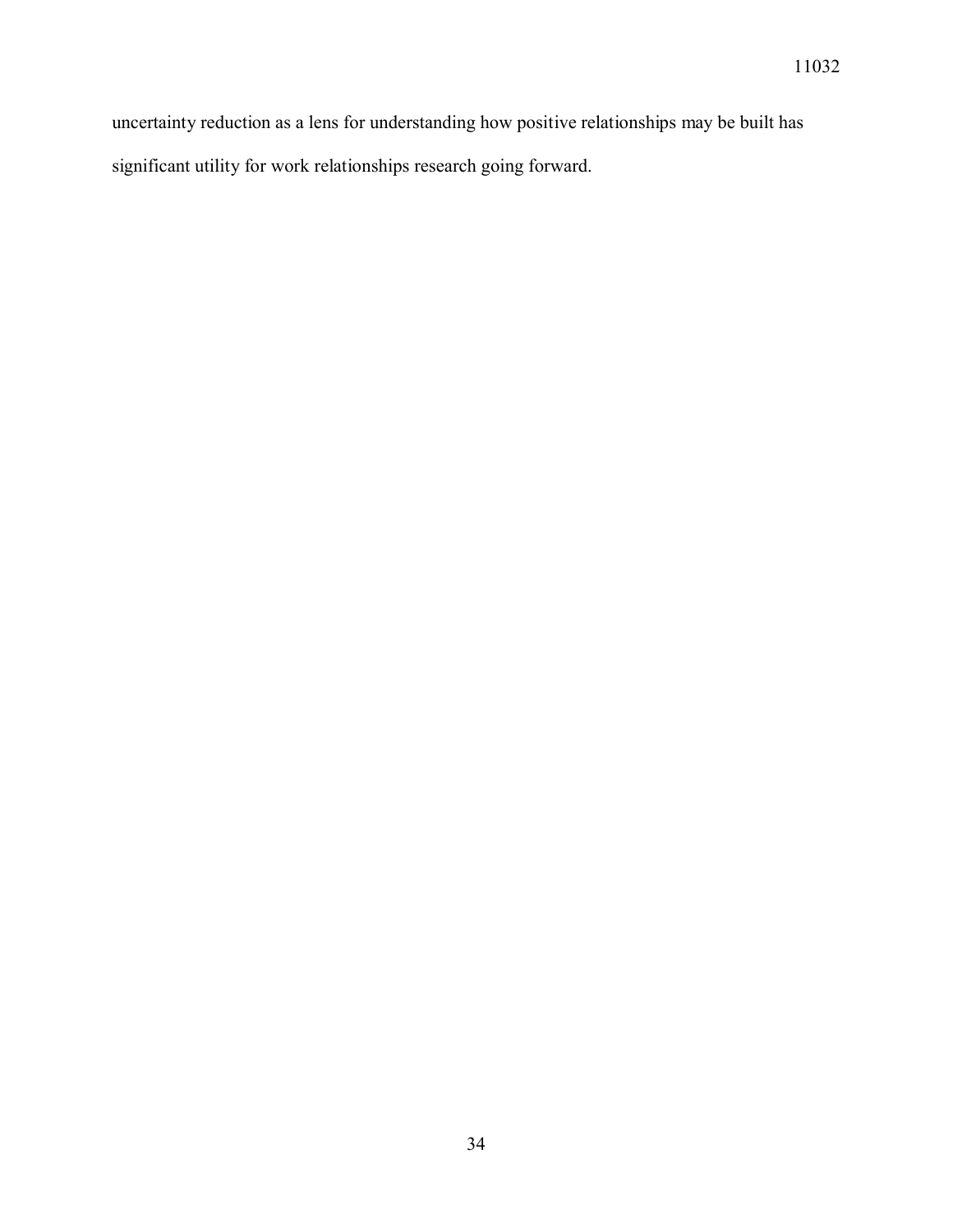uncertainty reduction as a lens for understanding how positive relationships may be built has significant utility for work relationships research going forward.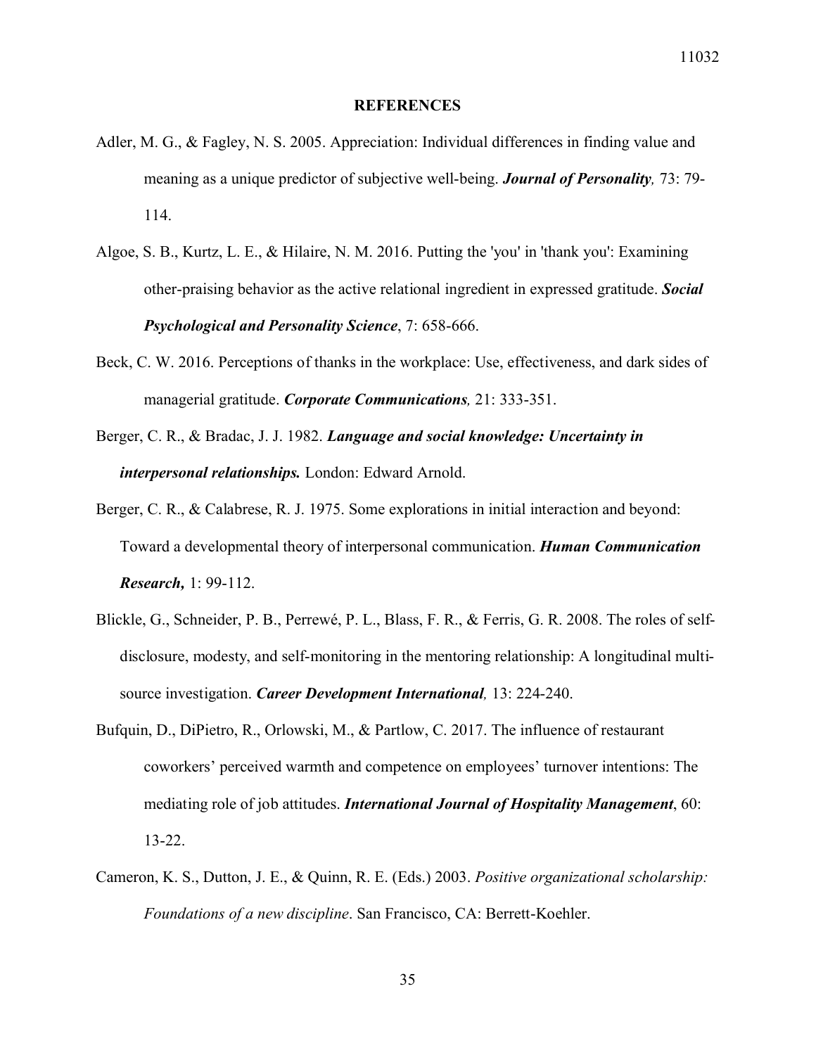## REFERENCES

Adler, M. G., & Fagley, N. S. 2005. Appreciation: Individual differences in finding value and meaning as a unique predictor of subjective well-being. ***Journal of Personality,*** 73: 79-114.

Algoe, S. B., Kurtz, L. E., & Hilaire, N. M. 2016. Putting the 'you' in 'thank you': Examining other-praising behavior as the active relational ingredient in expressed gratitude. ***Social Psychological and Personality Science***, 7: 658-666.

Beck, C. W. 2016. Perceptions of thanks in the workplace: Use, effectiveness, and dark sides of managerial gratitude. ***Corporate Communications,*** 21: 333-351.

Berger, C. R., & Bradac, J. J. 1982. ***Language and social knowledge: Uncertainty in interpersonal relationships.*** London: Edward Arnold.

Berger, C. R., & Calabrese, R. J. 1975. Some explorations in initial interaction and beyond: Toward a developmental theory of interpersonal communication. ***Human Communication Research,*** 1: 99-112.

Blickle, G., Schneider, P. B., Perrewé, P. L., Blass, F. R., & Ferris, G. R. 2008. The roles of self-disclosure, modesty, and self-monitoring in the mentoring relationship: A longitudinal multi-source investigation. ***Career Development International,*** 13: 224-240.

Bufquin, D., DiPietro, R., Orlowski, M., & Partlow, C. 2017. The influence of restaurant coworkers' perceived warmth and competence on employees' turnover intentions: The mediating role of job attitudes. ***International Journal of Hospitality Management***, 60: 13-22.

Cameron, K. S., Dutton, J. E., & Quinn, R. E. (Eds.) 2003. *Positive organizational scholarship: Foundations of a new discipline*. San Francisco, CA: Berrett-Koehler.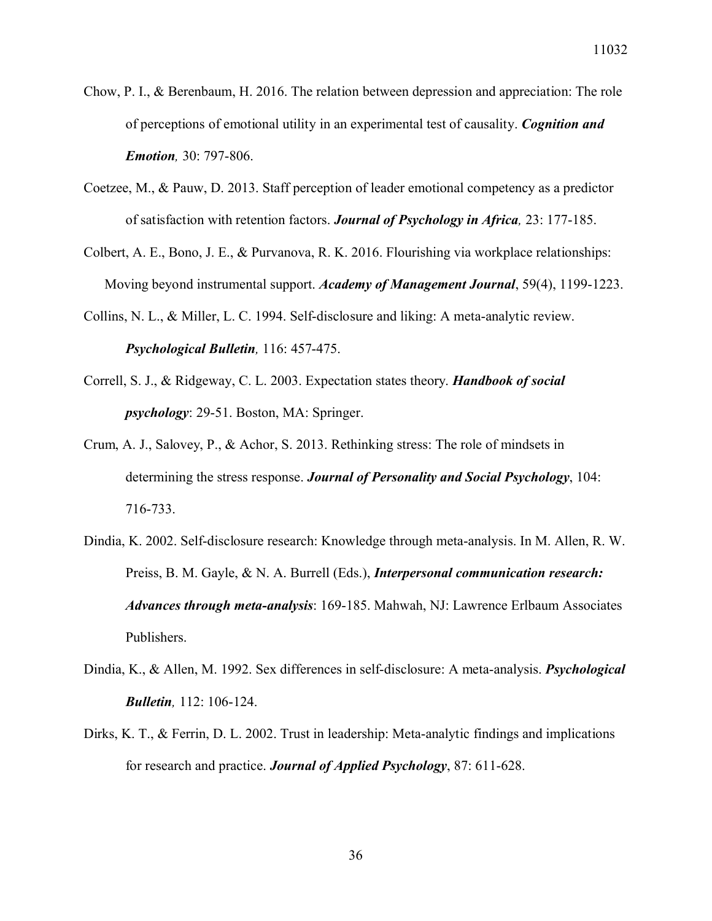Chow, P. I., & Berenbaum, H. 2016. The relation between depression and appreciation: The role of perceptions of emotional utility in an experimental test of causality. ***Cognition and Emotion,*** 30: 797-806.

Coetzee, M., & Pauw, D. 2013. Staff perception of leader emotional competency as a predictor of satisfaction with retention factors. ***Journal of Psychology in Africa,*** 23: 177-185.

Colbert, A. E., Bono, J. E., & Purvanova, R. K. 2016. Flourishing via workplace relationships: Moving beyond instrumental support. ***Academy of Management Journal***, 59(4), 1199-1223.

Collins, N. L., & Miller, L. C. 1994. Self-disclosure and liking: A meta-analytic review. ***Psychological Bulletin,*** 116: 457-475.

Correll, S. J., & Ridgeway, C. L. 2003. Expectation states theory. ***Handbook of social psychology***: 29-51. Boston, MA: Springer.

Crum, A. J., Salovey, P., & Achor, S. 2013. Rethinking stress: The role of mindsets in determining the stress response. ***Journal of Personality and Social Psychology***, 104: 716-733.

Dindia, K. 2002. Self-disclosure research: Knowledge through meta-analysis. In M. Allen, R. W. Preiss, B. M. Gayle, & N. A. Burrell (Eds.), ***Interpersonal communication research: Advances through meta-analysis***: 169-185. Mahwah, NJ: Lawrence Erlbaum Associates Publishers.

Dindia, K., & Allen, M. 1992. Sex differences in self-disclosure: A meta-analysis. ***Psychological Bulletin,*** 112: 106-124.

Dirks, K. T., & Ferrin, D. L. 2002. Trust in leadership: Meta-analytic findings and implications for research and practice. ***Journal of Applied Psychology***, 87: 611-628.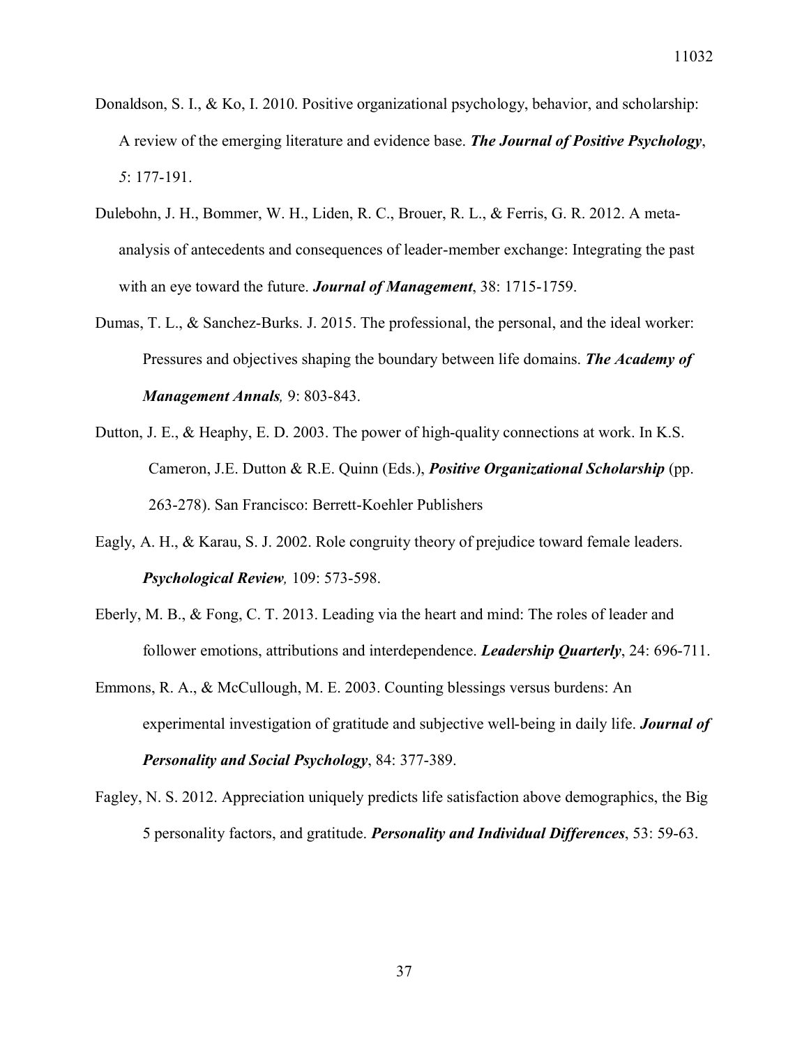Donaldson, S. I., & Ko, I. 2010. Positive organizational psychology, behavior, and scholarship: A review of the emerging literature and evidence base. ***The Journal of Positive Psychology***, *5*: 177-191.

Dulebohn, J. H., Bommer, W. H., Liden, R. C., Brouer, R. L., & Ferris, G. R. 2012. A meta-analysis of antecedents and consequences of leader-member exchange: Integrating the past with an eye toward the future. ***Journal of Management***, 38: 1715-1759.

Dumas, T. L., & Sanchez-Burks. J. 2015. The professional, the personal, and the ideal worker: Pressures and objectives shaping the boundary between life domains. ***The Academy of Management Annals,*** 9: 803-843.

Dutton, J. E., & Heaphy, E. D. 2003. The power of high-quality connections at work. In K.S. Cameron, J.E. Dutton & R.E. Quinn (Eds.), ***Positive Organizational Scholarship*** (pp. 263-278). San Francisco: Berrett-Koehler Publishers

Eagly, A. H., & Karau, S. J. 2002. Role congruity theory of prejudice toward female leaders. ***Psychological Review,*** 109: 573-598.

Eberly, M. B., & Fong, C. T. 2013. Leading via the heart and mind: The roles of leader and follower emotions, attributions and interdependence. ***Leadership Quarterly***, 24: 696-711.

Emmons, R. A., & McCullough, M. E. 2003. Counting blessings versus burdens: An experimental investigation of gratitude and subjective well-being in daily life. ***Journal of Personality and Social Psychology***, 84: 377-389.

Fagley, N. S. 2012. Appreciation uniquely predicts life satisfaction above demographics, the Big 5 personality factors, and gratitude. ***Personality and Individual Differences***, 53: 59-63.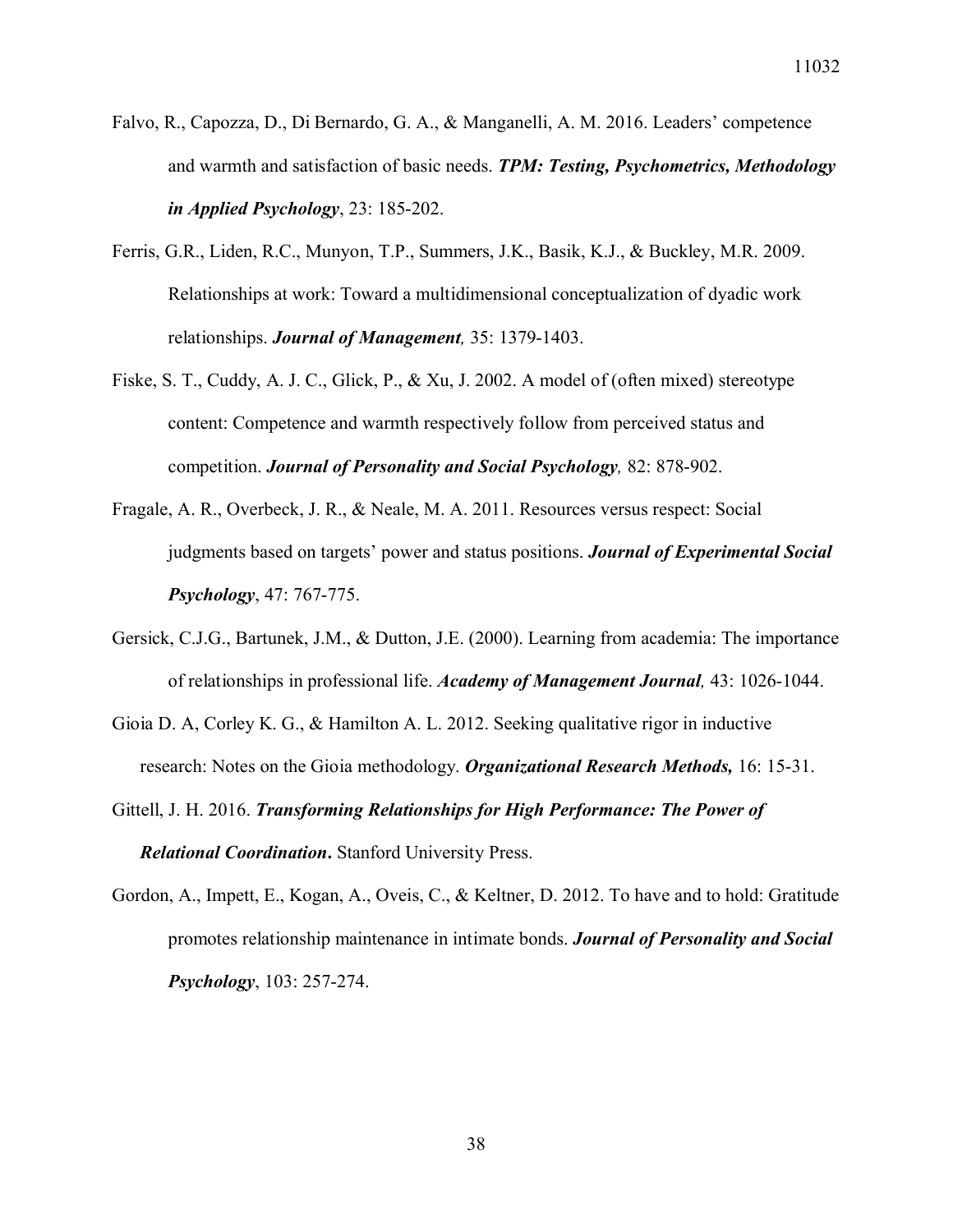Falvo, R., Capozza, D., Di Bernardo, G. A., & Manganelli, A. M. 2016. Leaders' competence and warmth and satisfaction of basic needs. ***TPM: Testing, Psychometrics, Methodology in Applied Psychology***, 23: 185-202.

Ferris, G.R., Liden, R.C., Munyon, T.P., Summers, J.K., Basik, K.J., & Buckley, M.R. 2009. Relationships at work: Toward a multidimensional conceptualization of dyadic work relationships. ***Journal of Management,*** 35: 1379-1403.

Fiske, S. T., Cuddy, A. J. C., Glick, P., & Xu, J. 2002. A model of (often mixed) stereotype content: Competence and warmth respectively follow from perceived status and competition. ***Journal of Personality and Social Psychology,*** 82: 878-902.

Fragale, A. R., Overbeck, J. R., & Neale, M. A. 2011. Resources versus respect: Social judgments based on targets' power and status positions. ***Journal of Experimental Social Psychology***, 47: 767-775.

Gersick, C.J.G., Bartunek, J.M., & Dutton, J.E. (2000). Learning from academia: The importance of relationships in professional life. ***Academy of Management Journal,*** 43: 1026-1044.

Gioia D. A, Corley K. G., & Hamilton A. L. 2012. Seeking qualitative rigor in inductive research: Notes on the Gioia methodology. ***Organizational Research Methods,*** 16: 15-31.

Gittell, J. H. 2016. ***Transforming Relationships for High Performance: The Power of Relational Coordination*****.** Stanford University Press.

Gordon, A., Impett, E., Kogan, A., Oveis, C., & Keltner, D. 2012. To have and to hold: Gratitude promotes relationship maintenance in intimate bonds. ***Journal of Personality and Social Psychology***, 103: 257-274.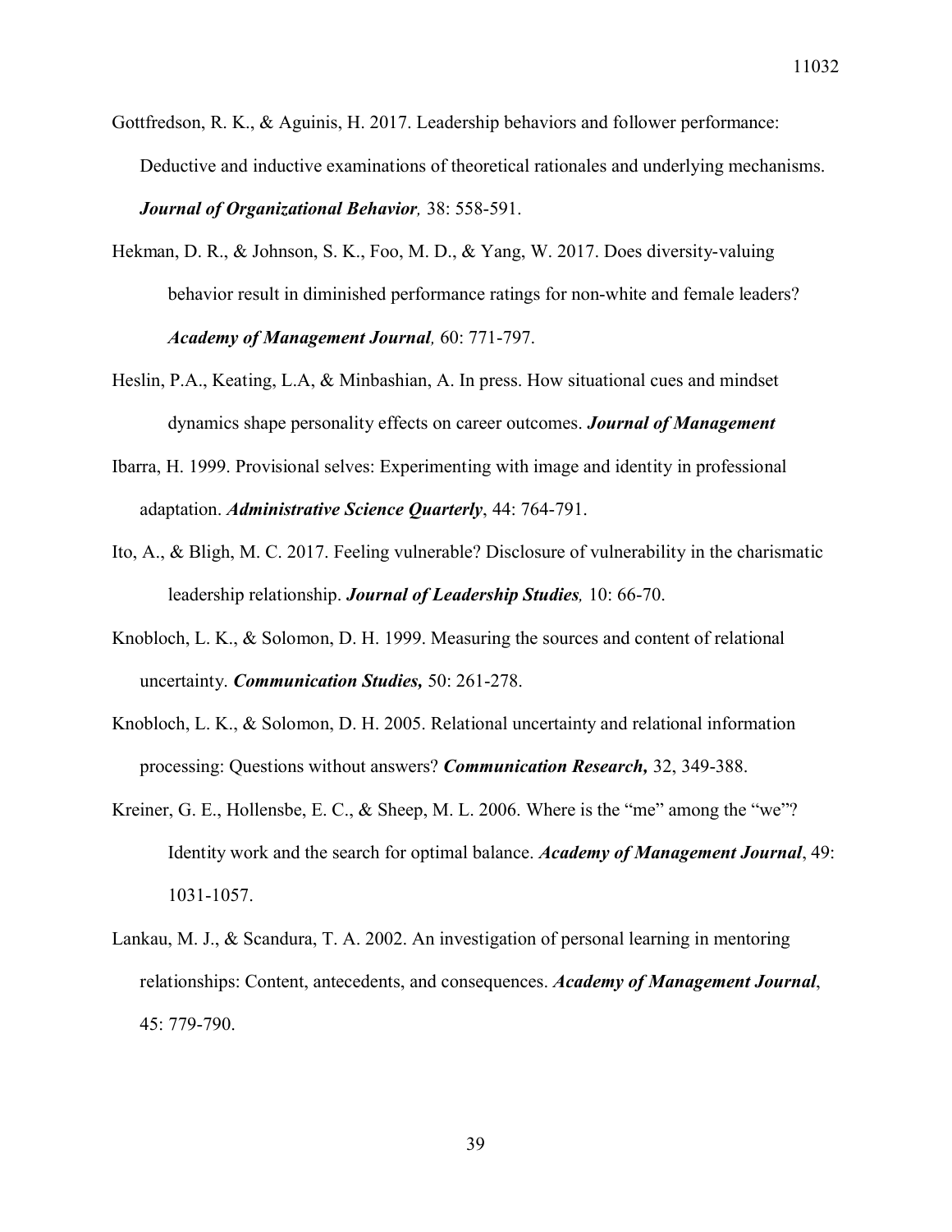Gottfredson, R. K., & Aguinis, H. 2017. Leadership behaviors and follower performance: Deductive and inductive examinations of theoretical rationales and underlying mechanisms. ***Journal of Organizational Behavior,*** 38: 558-591.

Hekman, D. R., & Johnson, S. K., Foo, M. D., & Yang, W. 2017. Does diversity-valuing behavior result in diminished performance ratings for non-white and female leaders? ***Academy of Management Journal,*** 60: 771-797.

Heslin, P.A., Keating, L.A, & Minbashian, A. In press. How situational cues and mindset dynamics shape personality effects on career outcomes. ***Journal of Management***

Ibarra, H. 1999. Provisional selves: Experimenting with image and identity in professional adaptation. ***Administrative Science Quarterly***, 44: 764-791.

Ito, A., & Bligh, M. C. 2017. Feeling vulnerable? Disclosure of vulnerability in the charismatic leadership relationship. ***Journal of Leadership Studies,*** 10: 66-70.

Knobloch, L. K., & Solomon, D. H. 1999. Measuring the sources and content of relational uncertainty. ***Communication Studies,*** 50: 261-278.

Knobloch, L. K., & Solomon, D. H. 2005. Relational uncertainty and relational information processing: Questions without answers? ***Communication Research,*** 32, 349-388.

Kreiner, G. E., Hollensbe, E. C., & Sheep, M. L. 2006. Where is the "me" among the "we"? Identity work and the search for optimal balance. ***Academy of Management Journal***, 49: 1031-1057.

Lankau, M. J., & Scandura, T. A. 2002. An investigation of personal learning in mentoring relationships: Content, antecedents, and consequences. ***Academy of Management Journal***, 45: 779-790.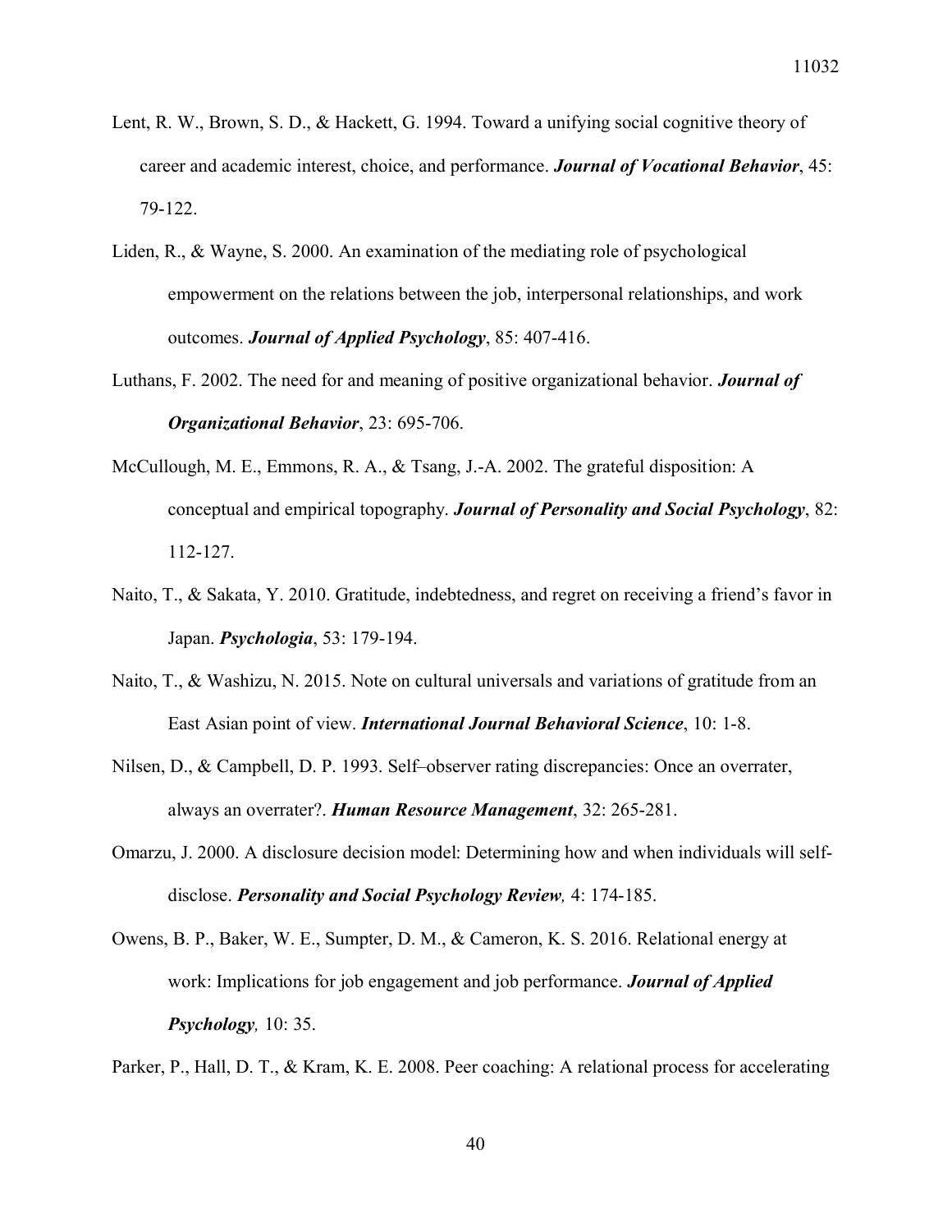Lent, R. W., Brown, S. D., & Hackett, G. 1994. Toward a unifying social cognitive theory of career and academic interest, choice, and performance. ***Journal of Vocational Behavior***, 45: 79-122.

Liden, R., & Wayne, S. 2000. An examination of the mediating role of psychological empowerment on the relations between the job, interpersonal relationships, and work outcomes. ***Journal of Applied Psychology***, 85: 407-416.

Luthans, F. 2002. The need for and meaning of positive organizational behavior. ***Journal of Organizational Behavior***, 23: 695-706.

McCullough, M. E., Emmons, R. A., & Tsang, J.-A. 2002. The grateful disposition: A conceptual and empirical topography. ***Journal of Personality and Social Psychology***, 82: 112-127.

Naito, T., & Sakata, Y. 2010. Gratitude, indebtedness, and regret on receiving a friend's favor in Japan. ***Psychologia***, 53: 179-194.

Naito, T., & Washizu, N. 2015. Note on cultural universals and variations of gratitude from an East Asian point of view. ***International Journal Behavioral Science***, 10: 1-8.

Nilsen, D., & Campbell, D. P. 1993. Self–observer rating discrepancies: Once an overrater, always an overrater?. ***Human Resource Management***, 32: 265-281.

Omarzu, J. 2000. A disclosure decision model: Determining how and when individuals will self-disclose. ***Personality and Social Psychology Review,*** 4: 174-185.

Owens, B. P., Baker, W. E., Sumpter, D. M., & Cameron, K. S. 2016. Relational energy at work: Implications for job engagement and job performance. ***Journal of Applied Psychology,*** 10: 35.

Parker, P., Hall, D. T., & Kram, K. E. 2008. Peer coaching: A relational process for accelerating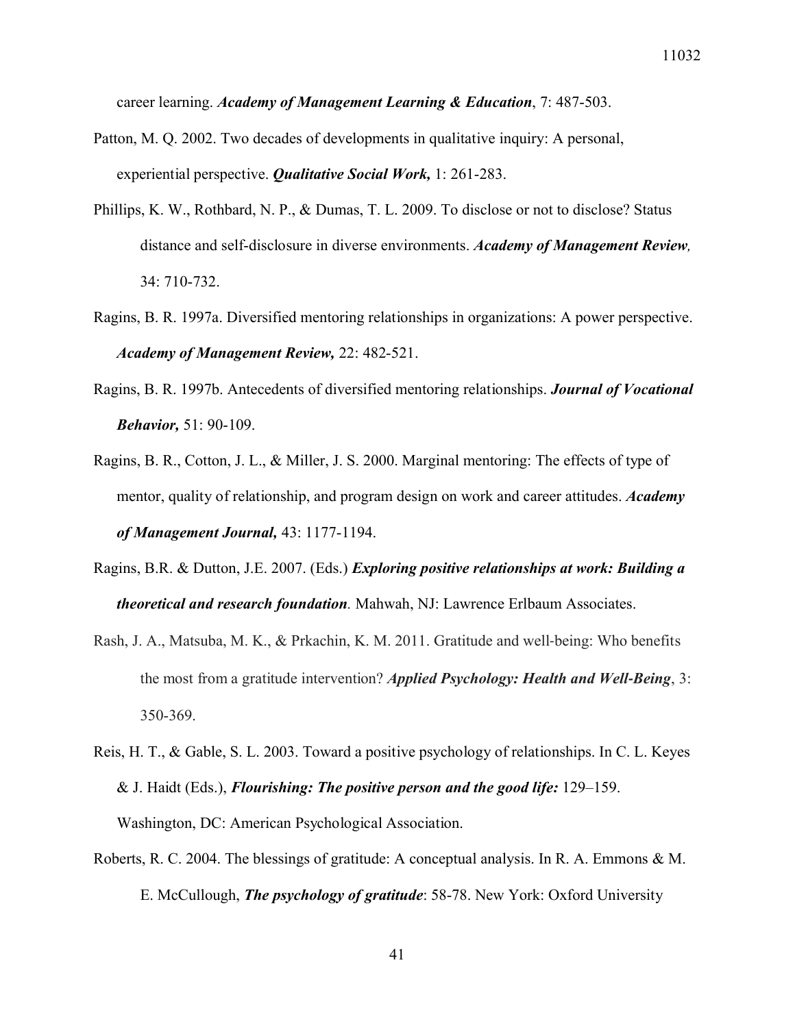career learning. ***Academy of Management Learning & Education***, 7: 487-503.

Patton, M. Q. 2002. Two decades of developments in qualitative inquiry: A personal, experiential perspective. ***Qualitative Social Work,*** 1: 261-283.

Phillips, K. W., Rothbard, N. P., & Dumas, T. L. 2009. To disclose or not to disclose? Status distance and self-disclosure in diverse environments. ***Academy of Management Review,*** 34: 710-732.

Ragins, B. R. 1997a. Diversified mentoring relationships in organizations: A power perspective. ***Academy of Management Review,*** 22: 482-521.

Ragins, B. R. 1997b. Antecedents of diversified mentoring relationships. ***Journal of Vocational Behavior,*** 51: 90-109.

Ragins, B. R., Cotton, J. L., & Miller, J. S. 2000. Marginal mentoring: The effects of type of mentor, quality of relationship, and program design on work and career attitudes. ***Academy of Management Journal,*** 43: 1177-1194.

Ragins, B.R. & Dutton, J.E. 2007. (Eds.) ***Exploring positive relationships at work: Building a theoretical and research foundation***. Mahwah, NJ: Lawrence Erlbaum Associates.

Rash, J. A., Matsuba, M. K., & Prkachin, K. M. 2011. Gratitude and well-being: Who benefits the most from a gratitude intervention? ***Applied Psychology: Health and Well-Being***, 3: 350-369.

Reis, H. T., & Gable, S. L. 2003. Toward a positive psychology of relationships. In C. L. Keyes & J. Haidt (Eds.), ***Flourishing: The positive person and the good life:*** 129–159. Washington, DC: American Psychological Association.

Roberts, R. C. 2004. The blessings of gratitude: A conceptual analysis. In R. A. Emmons & M. E. McCullough, ***The psychology of gratitude***: 58-78. New York: Oxford University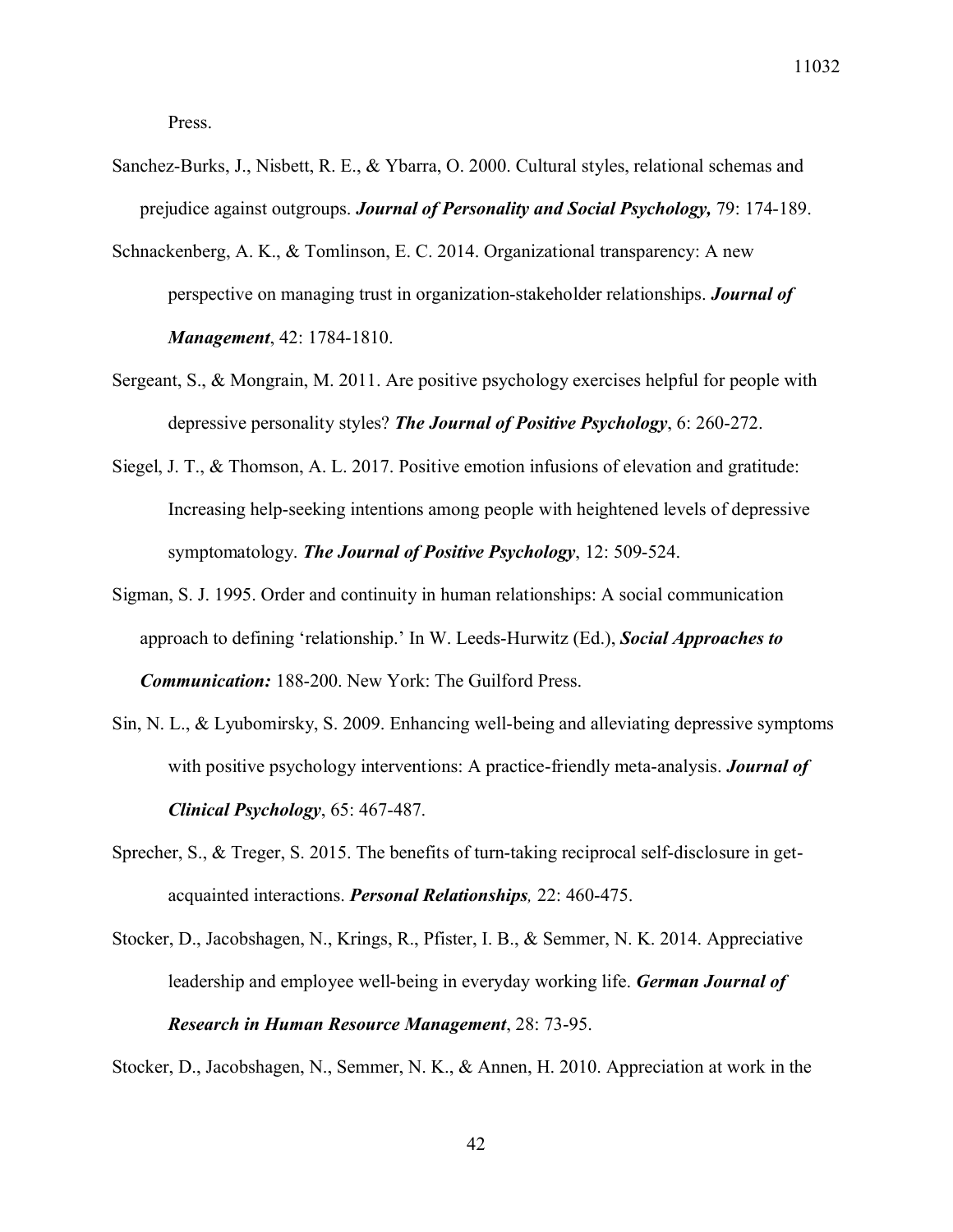Press.

Sanchez-Burks, J., Nisbett, R. E., & Ybarra, O. 2000. Cultural styles, relational schemas and prejudice against outgroups. ***Journal of Personality and Social Psychology,*** 79: 174-189.

Schnackenberg, A. K., & Tomlinson, E. C. 2014. Organizational transparency: A new perspective on managing trust in organization-stakeholder relationships. ***Journal of Management***, 42: 1784-1810.

Sergeant, S., & Mongrain, M. 2011. Are positive psychology exercises helpful for people with depressive personality styles? ***The Journal of Positive Psychology***, 6: 260-272.

Siegel, J. T., & Thomson, A. L. 2017. Positive emotion infusions of elevation and gratitude: Increasing help-seeking intentions among people with heightened levels of depressive symptomatology. ***The Journal of Positive Psychology***, 12: 509-524.

Sigman, S. J. 1995. Order and continuity in human relationships: A social communication approach to defining 'relationship.' In W. Leeds-Hurwitz (Ed.), ***Social Approaches to Communication:*** 188-200. New York: The Guilford Press.

Sin, N. L., & Lyubomirsky, S. 2009. Enhancing well-being and alleviating depressive symptoms with positive psychology interventions: A practice-friendly meta-analysis. ***Journal of Clinical Psychology***, 65: 467-487.

Sprecher, S., & Treger, S. 2015. The benefits of turn-taking reciprocal self-disclosure in get-acquainted interactions. ***Personal Relationships,*** 22: 460-475.

Stocker, D., Jacobshagen, N., Krings, R., Pfister, I. B., & Semmer, N. K. 2014. Appreciative leadership and employee well-being in everyday working life. ***German Journal of Research in Human Resource Management***, 28: 73-95.

Stocker, D., Jacobshagen, N., Semmer, N. K., & Annen, H. 2010. Appreciation at work in the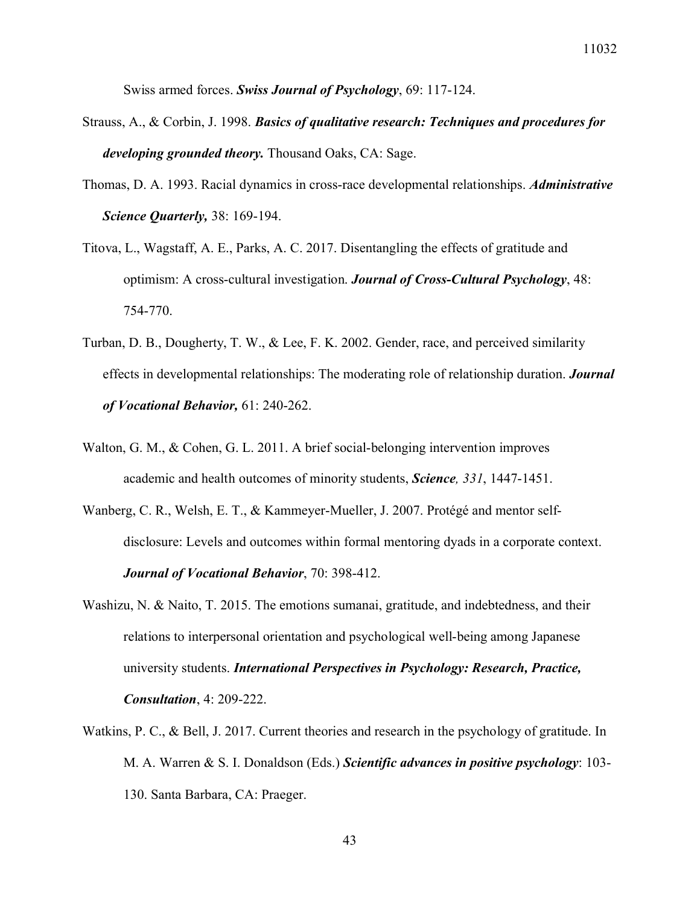Swiss armed forces. ***Swiss Journal of Psychology***, 69: 117-124.

Strauss, A., & Corbin, J. 1998. ***Basics of qualitative research: Techniques and procedures for developing grounded theory.*** Thousand Oaks, CA: Sage.

Thomas, D. A. 1993. Racial dynamics in cross-race developmental relationships. ***Administrative Science Quarterly,*** 38: 169-194.

Titova, L., Wagstaff, A. E., Parks, A. C. 2017. Disentangling the effects of gratitude and optimism: A cross-cultural investigation. ***Journal of Cross-Cultural Psychology***, 48: 754-770.

Turban, D. B., Dougherty, T. W., & Lee, F. K. 2002. Gender, race, and perceived similarity effects in developmental relationships: The moderating role of relationship duration. ***Journal of Vocational Behavior,*** 61: 240-262.

Walton, G. M., & Cohen, G. L. 2011. A brief social-belonging intervention improves academic and health outcomes of minority students, ***Science, 331***, 1447-1451.

Wanberg, C. R., Welsh, E. T., & Kammeyer-Mueller, J. 2007. Protégé and mentor self-disclosure: Levels and outcomes within formal mentoring dyads in a corporate context. ***Journal of Vocational Behavior***, 70: 398-412.

Washizu, N. & Naito, T. 2015. The emotions sumanai, gratitude, and indebtedness, and their relations to interpersonal orientation and psychological well-being among Japanese university students. ***International Perspectives in Psychology: Research, Practice, Consultation***, 4: 209-222.

Watkins, P. C., & Bell, J. 2017. Current theories and research in the psychology of gratitude. In M. A. Warren & S. I. Donaldson (Eds.) ***Scientific advances in positive psychology***: 103-130. Santa Barbara, CA: Praeger.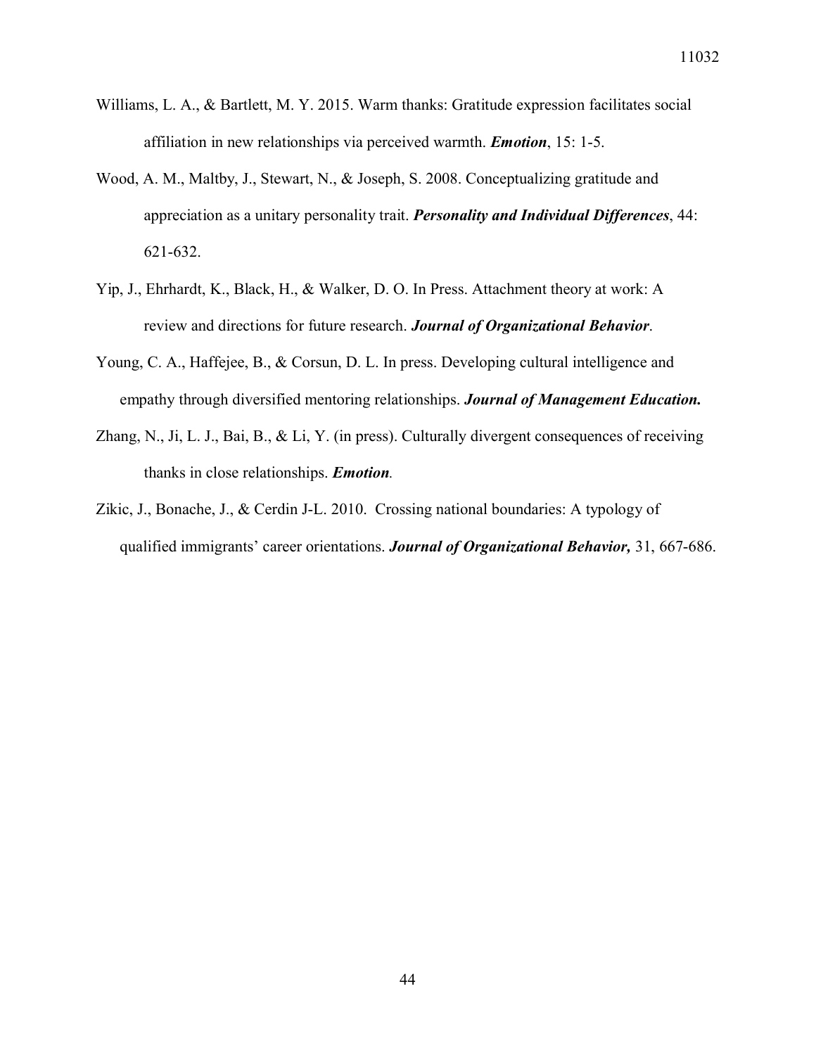Williams, L. A., & Bartlett, M. Y. 2015. Warm thanks: Gratitude expression facilitates social affiliation in new relationships via perceived warmth. ***Emotion***, 15: 1-5.

Wood, A. M., Maltby, J., Stewart, N., & Joseph, S. 2008. Conceptualizing gratitude and appreciation as a unitary personality trait. ***Personality and Individual Differences***, 44: 621-632.

Yip, J., Ehrhardt, K., Black, H., & Walker, D. O. In Press. Attachment theory at work: A review and directions for future research. ***Journal of Organizational Behavior***.

Young, C. A., Haffejee, B., & Corsun, D. L. In press. Developing cultural intelligence and empathy through diversified mentoring relationships. ***Journal of Management Education.***

Zhang, N., Ji, L. J., Bai, B., & Li, Y. (in press). Culturally divergent consequences of receiving thanks in close relationships. ***Emotion***.

Zikic, J., Bonache, J., & Cerdin J-L. 2010. Crossing national boundaries: A typology of qualified immigrants' career orientations. ***Journal of Organizational Behavior,*** 31, 667-686.